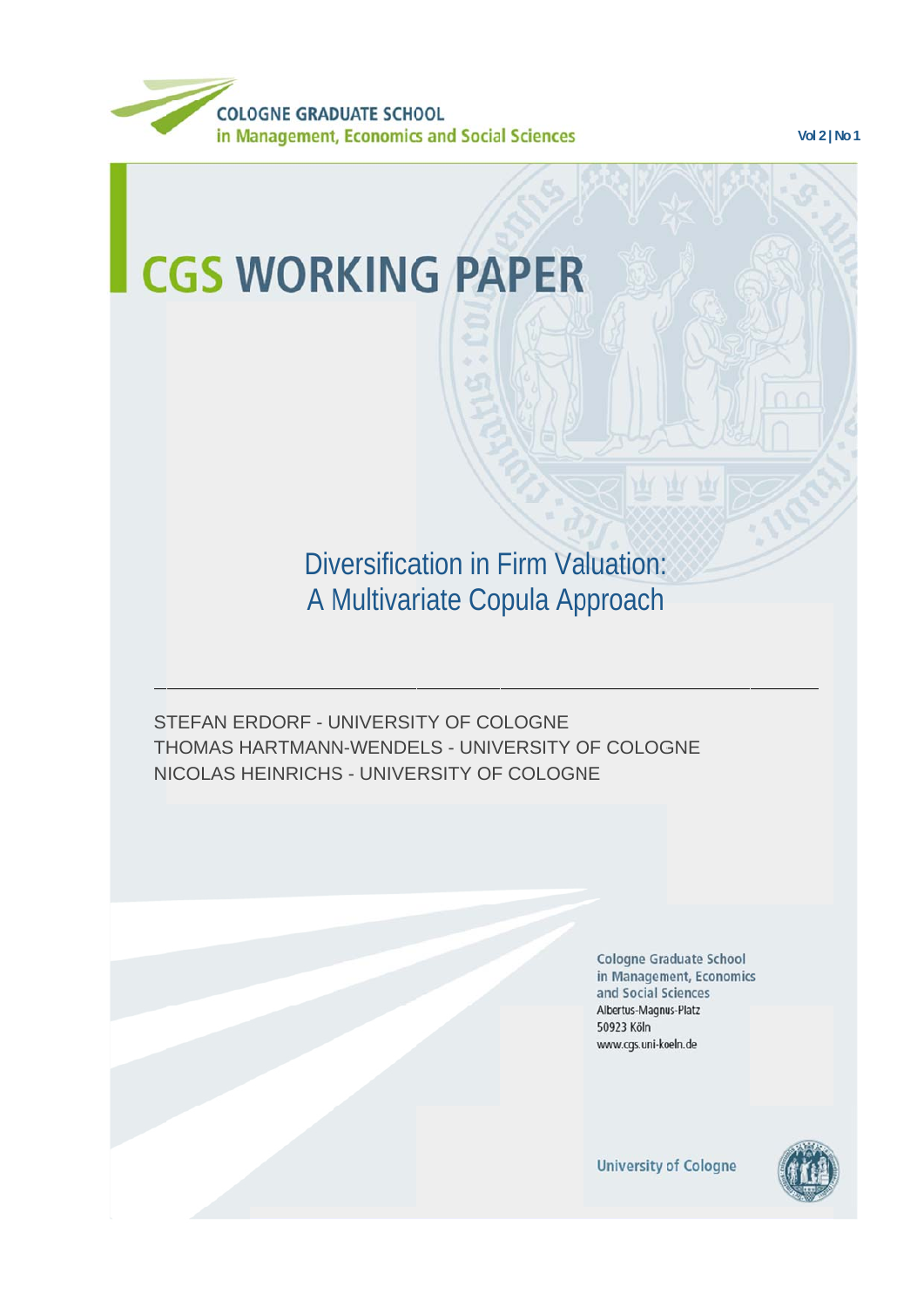COLOGNE GRADUATE SCHOOL
in Management, Economics and Social Sciences

Vol 2 | No 1

# CGS WORKING PAPER

## Diversification in Firm Valuation: A Multivariate Copula Approach

STEFAN ERDORF - UNIVERSITY OF COLOGNE
THOMAS HARTMANN-WENDELS - UNIVERSITY OF COLOGNE
NICOLAS HEINRICHS - UNIVERSITY OF COLOGNE

Cologne Graduate School
in Management, Economics
and Social Sciences
Albertus-Magnus-Platz
50923 Köln
www.cgs.uni-koeln.de

University of Cologne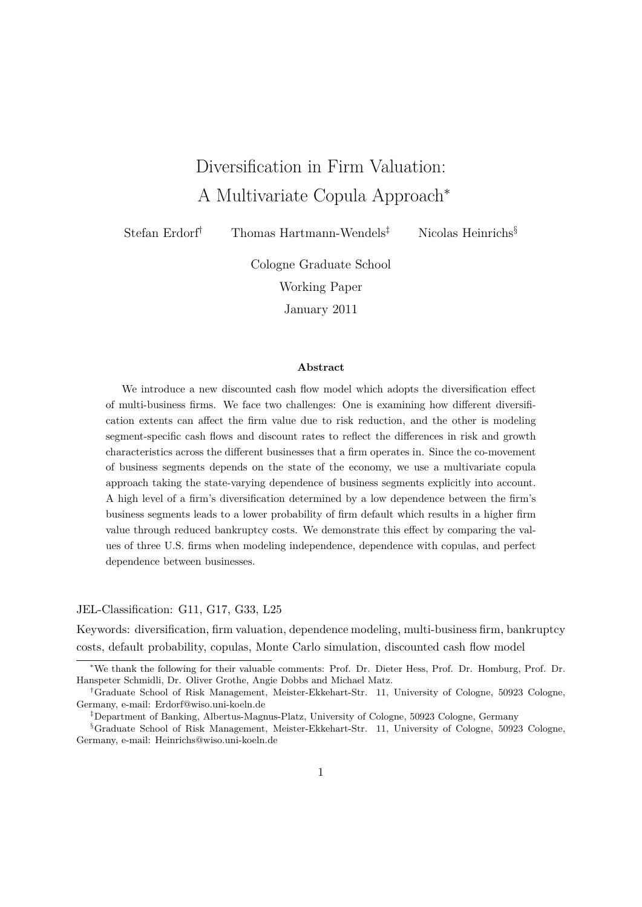# Diversification in Firm Valuation: A Multivariate Copula Approach*

Stefan Erdorf[†] Thomas Hartmann-Wendels[‡] Nicolas Heinrichs[§]

Cologne Graduate School

Working Paper

January 2011

**Abstract**

We introduce a new discounted cash flow model which adopts the diversification effect of multi-business firms. We face two challenges: One is examining how different diversification extents can affect the firm value due to risk reduction, and the other is modeling segment-specific cash flows and discount rates to reflect the differences in risk and growth characteristics across the different businesses that a firm operates in. Since the co-movement of business segments depends on the state of the economy, we use a multivariate copula approach taking the state-varying dependence of business segments explicitly into account. A high level of a firm's diversification determined by a low dependence between the firm's business segments leads to a lower probability of firm default which results in a higher firm value through reduced bankruptcy costs. We demonstrate this effect by comparing the values of three U.S. firms when modeling independence, dependence with copulas, and perfect dependence between businesses.

JEL-Classification: G11, G17, G33, L25

Keywords: diversification, firm valuation, dependence modeling, multi-business firm, bankruptcy costs, default probability, copulas, Monte Carlo simulation, discounted cash flow model

---

*We thank the following for their valuable comments: Prof. Dr. Dieter Hess, Prof. Dr. Homburg, Prof. Dr. Hanspeter Schmidli, Dr. Oliver Grothe, Angie Dobbs and Michael Matz.

[†]Graduate School of Risk Management, Meister-Ekkehart-Str. 11, University of Cologne, 50923 Cologne, Germany, e-mail: Erdorf@wiso.uni-koeln.de

[‡]Department of Banking, Albertus-Magnus-Platz, University of Cologne, 50923 Cologne, Germany

[§]Graduate School of Risk Management, Meister-Ekkehart-Str. 11, University of Cologne, 50923 Cologne, Germany, e-mail: Heinrichs@wiso.uni-koeln.de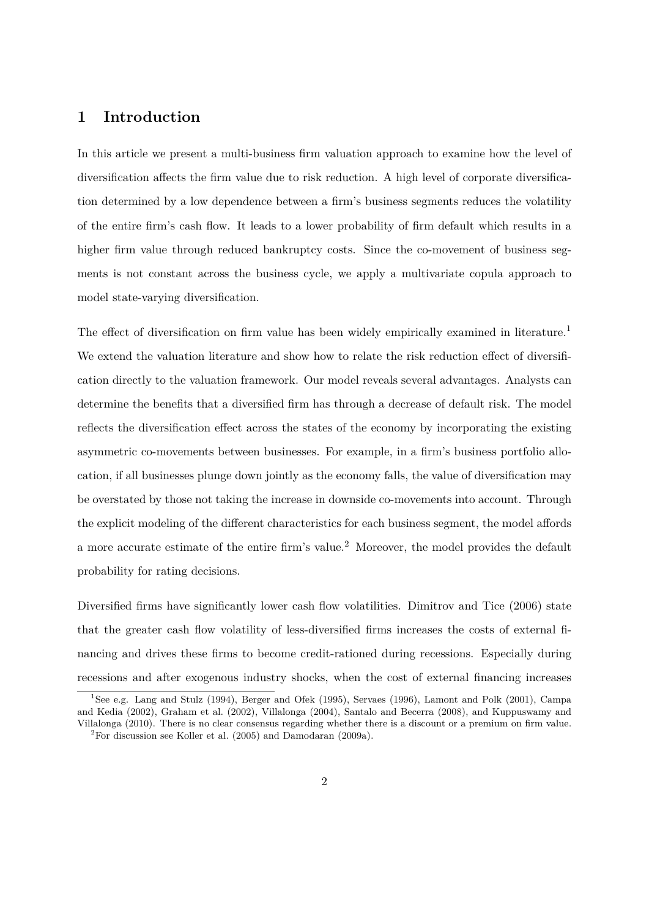# 1 Introduction

In this article we present a multi-business firm valuation approach to examine how the level of diversification affects the firm value due to risk reduction. A high level of corporate diversification determined by a low dependence between a firm's business segments reduces the volatility of the entire firm's cash flow. It leads to a lower probability of firm default which results in a higher firm value through reduced bankruptcy costs. Since the co-movement of business segments is not constant across the business cycle, we apply a multivariate copula approach to model state-varying diversification.

The effect of diversification on firm value has been widely empirically examined in literature.[1] We extend the valuation literature and show how to relate the risk reduction effect of diversification directly to the valuation framework. Our model reveals several advantages. Analysts can determine the benefits that a diversified firm has through a decrease of default risk. The model reflects the diversification effect across the states of the economy by incorporating the existing asymmetric co-movements between businesses. For example, in a firm's business portfolio allocation, if all businesses plunge down jointly as the economy falls, the value of diversification may be overstated by those not taking the increase in downside co-movements into account. Through the explicit modeling of the different characteristics for each business segment, the model affords a more accurate estimate of the entire firm's value.[2] Moreover, the model provides the default probability for rating decisions.

Diversified firms have significantly lower cash flow volatilities. Dimitrov and Tice (2006) state that the greater cash flow volatility of less-diversified firms increases the costs of external financing and drives these firms to become credit-rationed during recessions. Especially during recessions and after exogenous industry shocks, when the cost of external financing increases

[1] See e.g. Lang and Stulz (1994), Berger and Ofek (1995), Servaes (1996), Lamont and Polk (2001), Campa and Kedia (2002), Graham et al. (2002), Villalonga (2004), Santalo and Becerra (2008), and Kuppuswamy and Villalonga (2010). There is no clear consensus regarding whether there is a discount or a premium on firm value.

[2] For discussion see Koller et al. (2005) and Damodaran (2009a).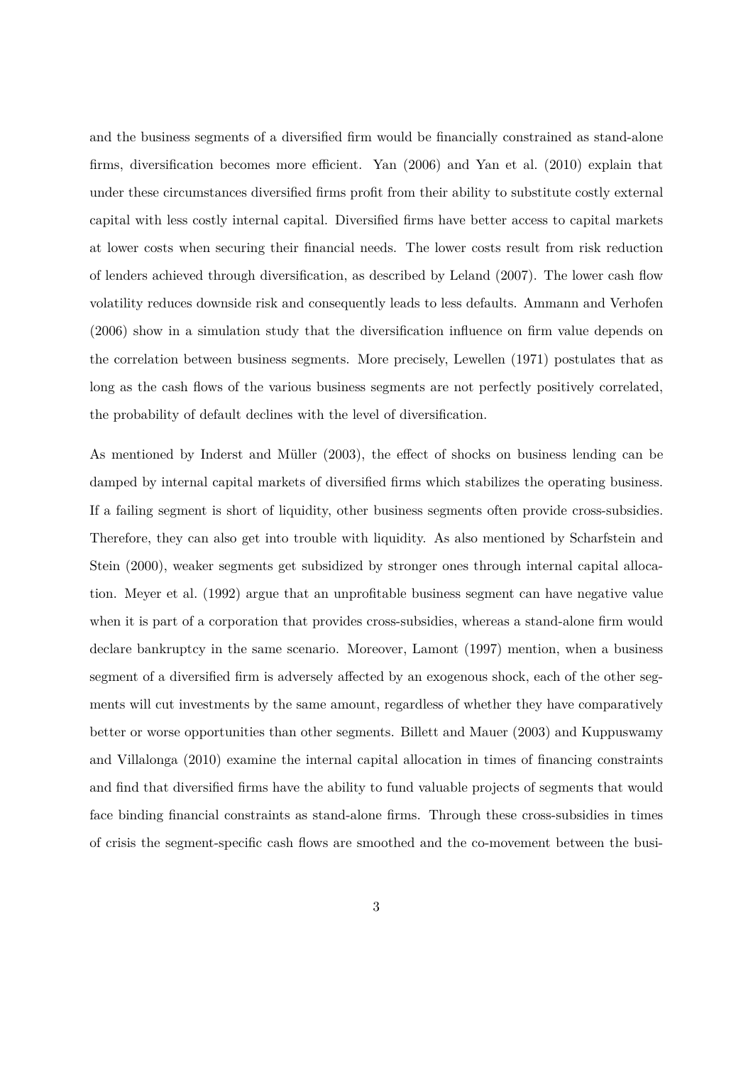and the business segments of a diversified firm would be financially constrained as stand-alone firms, diversification becomes more efficient. Yan (2006) and Yan et al. (2010) explain that under these circumstances diversified firms profit from their ability to substitute costly external capital with less costly internal capital. Diversified firms have better access to capital markets at lower costs when securing their financial needs. The lower costs result from risk reduction of lenders achieved through diversification, as described by Leland (2007). The lower cash flow volatility reduces downside risk and consequently leads to less defaults. Ammann and Verhofen (2006) show in a simulation study that the diversification influence on firm value depends on the correlation between business segments. More precisely, Lewellen (1971) postulates that as long as the cash flows of the various business segments are not perfectly positively correlated, the probability of default declines with the level of diversification.

As mentioned by Inderst and Müller (2003), the effect of shocks on business lending can be damped by internal capital markets of diversified firms which stabilizes the operating business. If a failing segment is short of liquidity, other business segments often provide cross-subsidies. Therefore, they can also get into trouble with liquidity. As also mentioned by Scharfstein and Stein (2000), weaker segments get subsidized by stronger ones through internal capital allocation. Meyer et al. (1992) argue that an unprofitable business segment can have negative value when it is part of a corporation that provides cross-subsidies, whereas a stand-alone firm would declare bankruptcy in the same scenario. Moreover, Lamont (1997) mention, when a business segment of a diversified firm is adversely affected by an exogenous shock, each of the other segments will cut investments by the same amount, regardless of whether they have comparatively better or worse opportunities than other segments. Billett and Mauer (2003) and Kuppuswamy and Villalonga (2010) examine the internal capital allocation in times of financing constraints and find that diversified firms have the ability to fund valuable projects of segments that would face binding financial constraints as stand-alone firms. Through these cross-subsidies in times of crisis the segment-specific cash flows are smoothed and the co-movement between the busi-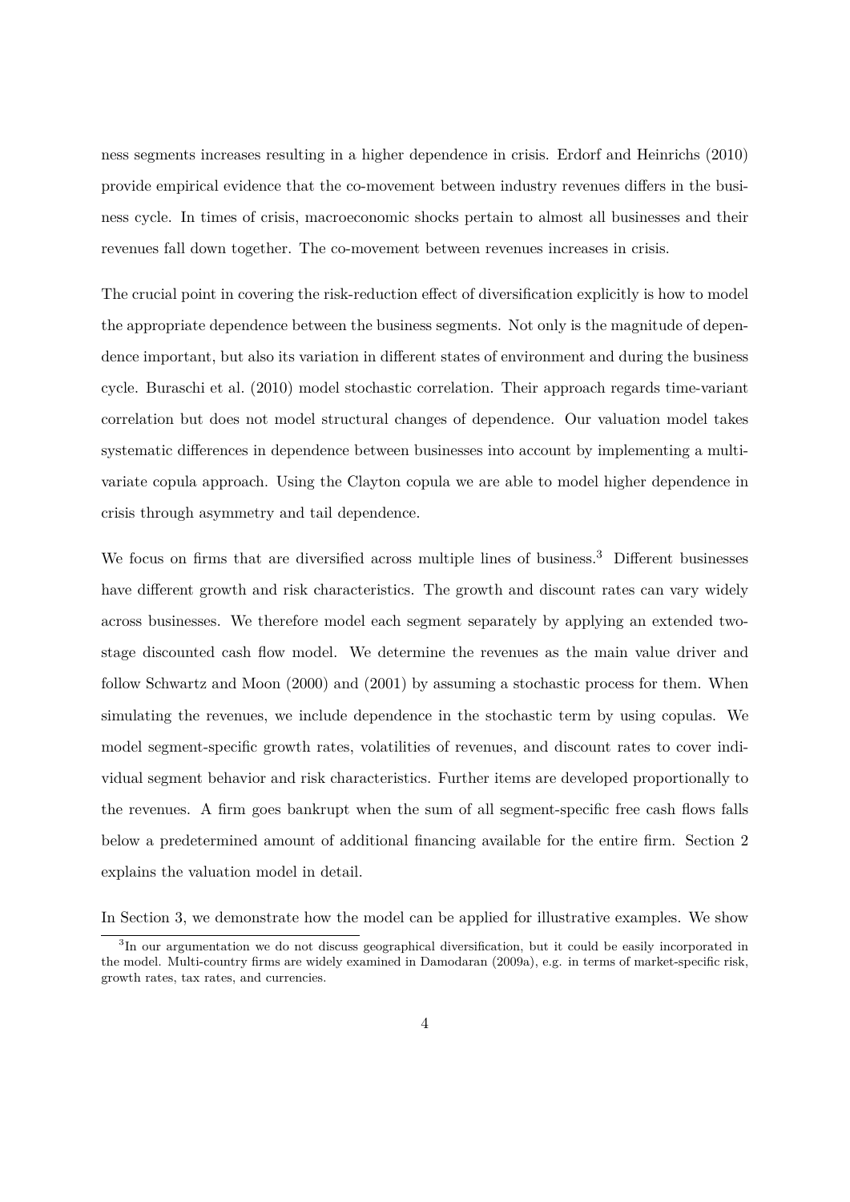ness segments increases resulting in a higher dependence in crisis. Erdorf and Heinrichs (2010) provide empirical evidence that the co-movement between industry revenues differs in the business cycle. In times of crisis, macroeconomic shocks pertain to almost all businesses and their revenues fall down together. The co-movement between revenues increases in crisis.

The crucial point in covering the risk-reduction effect of diversification explicitly is how to model the appropriate dependence between the business segments. Not only is the magnitude of dependence important, but also its variation in different states of environment and during the business cycle. Buraschi et al. (2010) model stochastic correlation. Their approach regards time-variant correlation but does not model structural changes of dependence. Our valuation model takes systematic differences in dependence between businesses into account by implementing a multivariate copula approach. Using the Clayton copula we are able to model higher dependence in crisis through asymmetry and tail dependence.

We focus on firms that are diversified across multiple lines of business.[3] Different businesses have different growth and risk characteristics. The growth and discount rates can vary widely across businesses. We therefore model each segment separately by applying an extended two-stage discounted cash flow model. We determine the revenues as the main value driver and follow Schwartz and Moon (2000) and (2001) by assuming a stochastic process for them. When simulating the revenues, we include dependence in the stochastic term by using copulas. We model segment-specific growth rates, volatilities of revenues, and discount rates to cover individual segment behavior and risk characteristics. Further items are developed proportionally to the revenues. A firm goes bankrupt when the sum of all segment-specific free cash flows falls below a predetermined amount of additional financing available for the entire firm. Section 2 explains the valuation model in detail.

In Section 3, we demonstrate how the model can be applied for illustrative examples. We show

[3] In our argumentation we do not discuss geographical diversification, but it could be easily incorporated in the model. Multi-country firms are widely examined in Damodaran (2009a), e.g. in terms of market-specific risk, growth rates, tax rates, and currencies.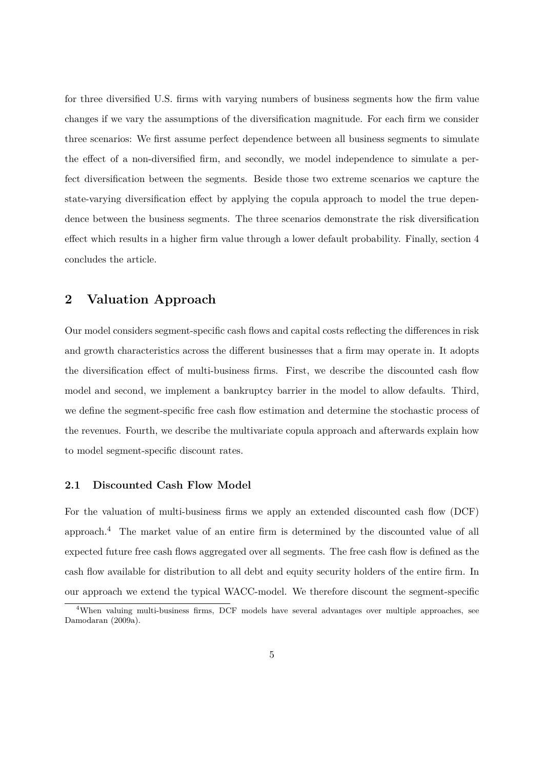for three diversified U.S. firms with varying numbers of business segments how the firm value changes if we vary the assumptions of the diversification magnitude. For each firm we consider three scenarios: We first assume perfect dependence between all business segments to simulate the effect of a non-diversified firm, and secondly, we model independence to simulate a perfect diversification between the segments. Beside those two extreme scenarios we capture the state-varying diversification effect by applying the copula approach to model the true dependence between the business segments. The three scenarios demonstrate the risk diversification effect which results in a higher firm value through a lower default probability. Finally, section 4 concludes the article.

## 2 Valuation Approach

Our model considers segment-specific cash flows and capital costs reflecting the differences in risk and growth characteristics across the different businesses that a firm may operate in. It adopts the diversification effect of multi-business firms. First, we describe the discounted cash flow model and second, we implement a bankruptcy barrier in the model to allow defaults. Third, we define the segment-specific free cash flow estimation and determine the stochastic process of the revenues. Fourth, we describe the multivariate copula approach and afterwards explain how to model segment-specific discount rates.

### 2.1 Discounted Cash Flow Model

For the valuation of multi-business firms we apply an extended discounted cash flow (DCF) approach.[4] The market value of an entire firm is determined by the discounted value of all expected future free cash flows aggregated over all segments. The free cash flow is defined as the cash flow available for distribution to all debt and equity security holders of the entire firm. In our approach we extend the typical WACC-model. We therefore discount the segment-specific

[4]When valuing multi-business firms, DCF models have several advantages over multiple approaches, see Damodaran (2009a).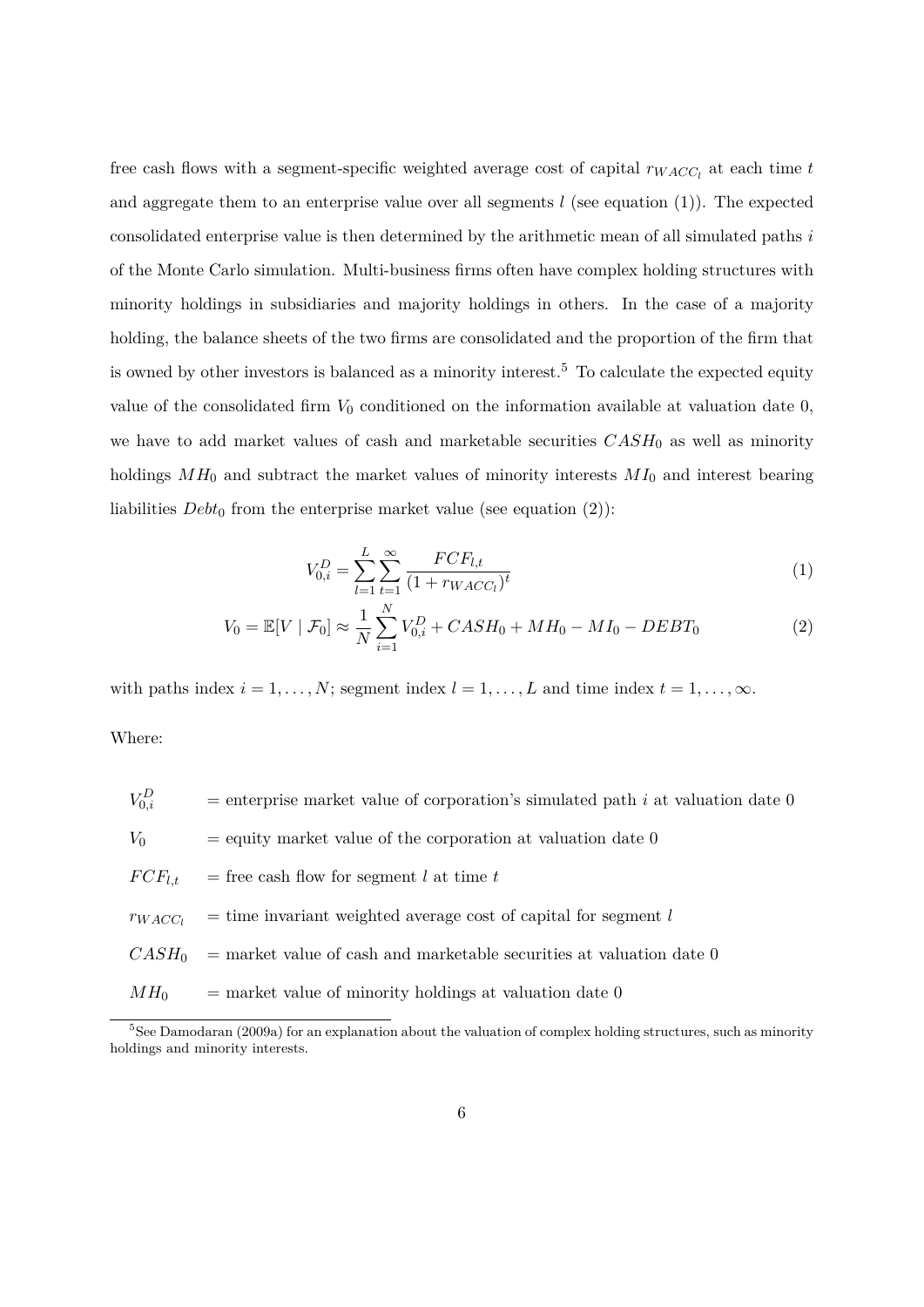free cash flows with a segment-specific weighted average cost of capital $r_{WACC_l}$ at each time $t$ and aggregate them to an enterprise value over all segments $l$ (see equation (1)). The expected consolidated enterprise value is then determined by the arithmetic mean of all simulated paths $i$ of the Monte Carlo simulation. Multi-business firms often have complex holding structures with minority holdings in subsidiaries and majority holdings in others. In the case of a majority holding, the balance sheets of the two firms are consolidated and the proportion of the firm that is owned by other investors is balanced as a minority interest.[5] To calculate the expected equity value of the consolidated firm $V_0$ conditioned on the information available at valuation date 0, we have to add market values of cash and marketable securities $CASH_0$ as well as minority holdings $MH_0$ and subtract the market values of minority interests $MI_0$ and interest bearing liabilities $Debt_0$ from the enterprise market value (see equation (2)):

$$V_{0,i}^D = \sum_{l=1}^{L} \sum_{t=1}^{\infty} \frac{FCF_{l,t}}{(1 + r_{WACC_l})^t} \tag{1}$$

$$V_0 = \mathbb{E}[V \mid \mathcal{F}_0] \approx \frac{1}{N} \sum_{i=1}^{N} V_{0,i}^D + CASH_0 + MH_0 - MI_0 - DEBT_0 \tag{2}$$

with paths index $i = 1, \ldots, N$; segment index $l = 1, \ldots, L$ and time index $t = 1, \ldots, \infty$.

Where:

$V_{0,i}^D$ = enterprise market value of corporation's simulated path $i$ at valuation date 0

$V_0$ = equity market value of the corporation at valuation date 0

$FCF_{l,t}$ = free cash flow for segment $l$ at time $t$

$r_{WACC_l}$ = time invariant weighted average cost of capital for segment $l$

$CASH_0$ = market value of cash and marketable securities at valuation date 0

$MH_0$ = market value of minority holdings at valuation date 0

[5] See Damodaran (2009a) for an explanation about the valuation of complex holding structures, such as minority holdings and minority interests.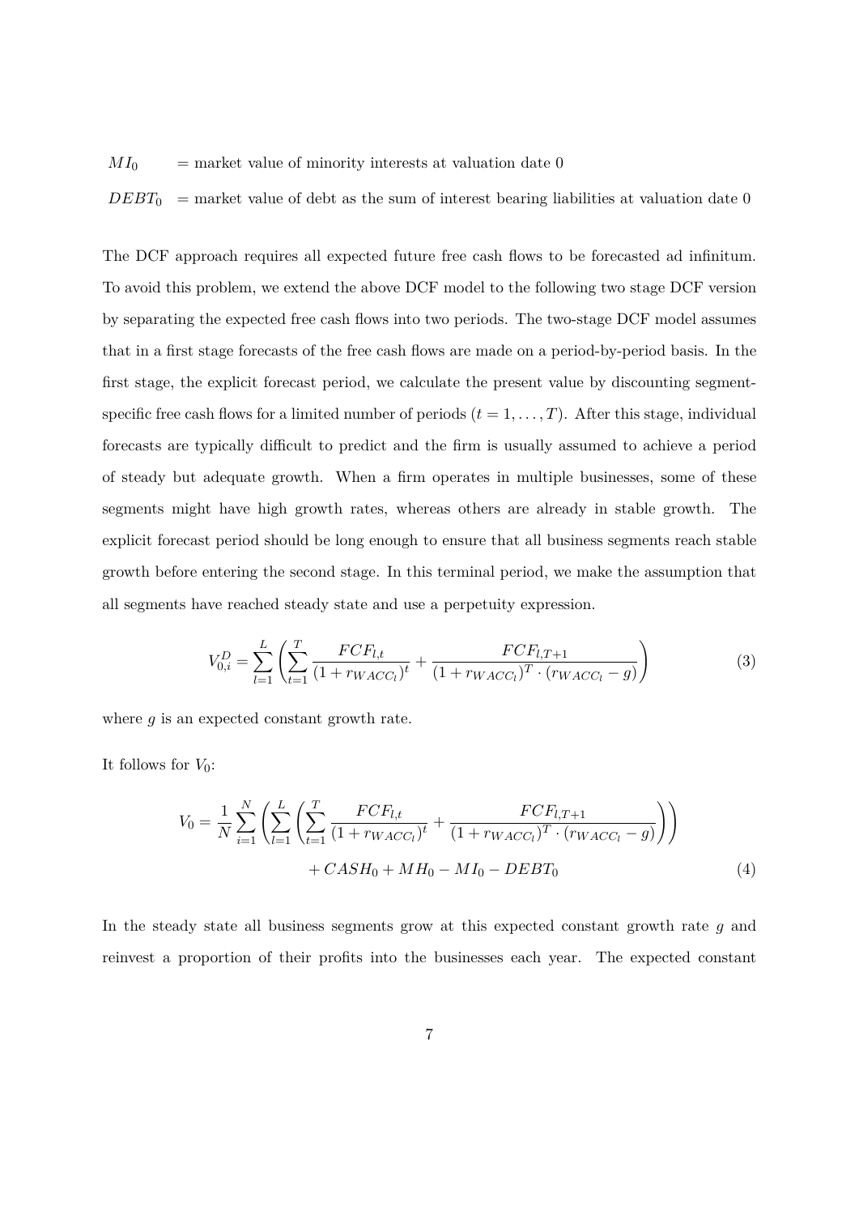$MI_0$ = market value of minority interests at valuation date 0

$DEBT_0$ = market value of debt as the sum of interest bearing liabilities at valuation date 0

The DCF approach requires all expected future free cash flows to be forecasted ad infinitum. To avoid this problem, we extend the above DCF model to the following two stage DCF version by separating the expected free cash flows into two periods. The two-stage DCF model assumes that in a first stage forecasts of the free cash flows are made on a period-by-period basis. In the first stage, the explicit forecast period, we calculate the present value by discounting segment-specific free cash flows for a limited number of periods ($t = 1, \ldots, T$). After this stage, individual forecasts are typically difficult to predict and the firm is usually assumed to achieve a period of steady but adequate growth. When a firm operates in multiple businesses, some of these segments might have high growth rates, whereas others are already in stable growth. The explicit forecast period should be long enough to ensure that all business segments reach stable growth before entering the second stage. In this terminal period, we make the assumption that all segments have reached steady state and use a perpetuity expression.

$$V_{0,i}^D = \sum_{l=1}^{L} \left( \sum_{t=1}^{T} \frac{FCF_{l,t}}{(1 + r_{WACC_l})^t} + \frac{FCF_{l,T+1}}{(1 + r_{WACC_l})^T \cdot (r_{WACC_l} - g)} \right) \tag{3}$$

where $g$ is an expected constant growth rate.

It follows for $V_0$:

$$V_0 = \frac{1}{N} \sum_{i=1}^{N} \left( \sum_{l=1}^{L} \left( \sum_{t=1}^{T} \frac{FCF_{l,t}}{(1 + r_{WACC_l})^t} + \frac{FCF_{l,T+1}}{(1 + r_{WACC_l})^T \cdot (r_{WACC_l} - g)} \right) \right) + CASH_0 + MH_0 - MI_0 - DEBT_0 \tag{4}$$

In the steady state all business segments grow at this expected constant growth rate $g$ and reinvest a proportion of their profits into the businesses each year. The expected constant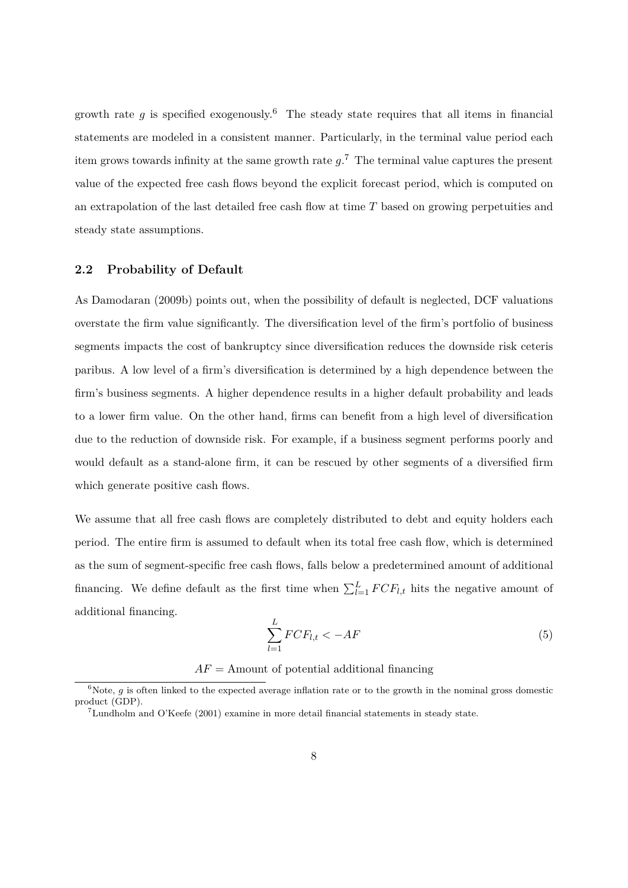growth rate $g$ is specified exogenously.[6] The steady state requires that all items in financial statements are modeled in a consistent manner. Particularly, in the terminal value period each item grows towards infinity at the same growth rate $g$.[7] The terminal value captures the present value of the expected free cash flows beyond the explicit forecast period, which is computed on an extrapolation of the last detailed free cash flow at time $T$ based on growing perpetuities and steady state assumptions.

### 2.2 Probability of Default

As Damodaran (2009b) points out, when the possibility of default is neglected, DCF valuations overstate the firm value significantly. The diversification level of the firm's portfolio of business segments impacts the cost of bankruptcy since diversification reduces the downside risk ceteris paribus. A low level of a firm's diversification is determined by a high dependence between the firm's business segments. A higher dependence results in a higher default probability and leads to a lower firm value. On the other hand, firms can benefit from a high level of diversification due to the reduction of downside risk. For example, if a business segment performs poorly and would default as a stand-alone firm, it can be rescued by other segments of a diversified firm which generate positive cash flows.

We assume that all free cash flows are completely distributed to debt and equity holders each period. The entire firm is assumed to default when its total free cash flow, which is determined as the sum of segment-specific free cash flows, falls below a predetermined amount of additional financing. We define default as the first time when $\sum_{l=1}^{L} FCF_{l,t}$ hits the negative amount of additional financing.

$$\sum_{l=1}^{L} FCF_{l,t} < -AF \tag{5}$$

$AF$ = Amount of potential additional financing

[6] Note, $g$ is often linked to the expected average inflation rate or to the growth in the nominal gross domestic product (GDP).

[7] Lundholm and O'Keefe (2001) examine in more detail financial statements in steady state.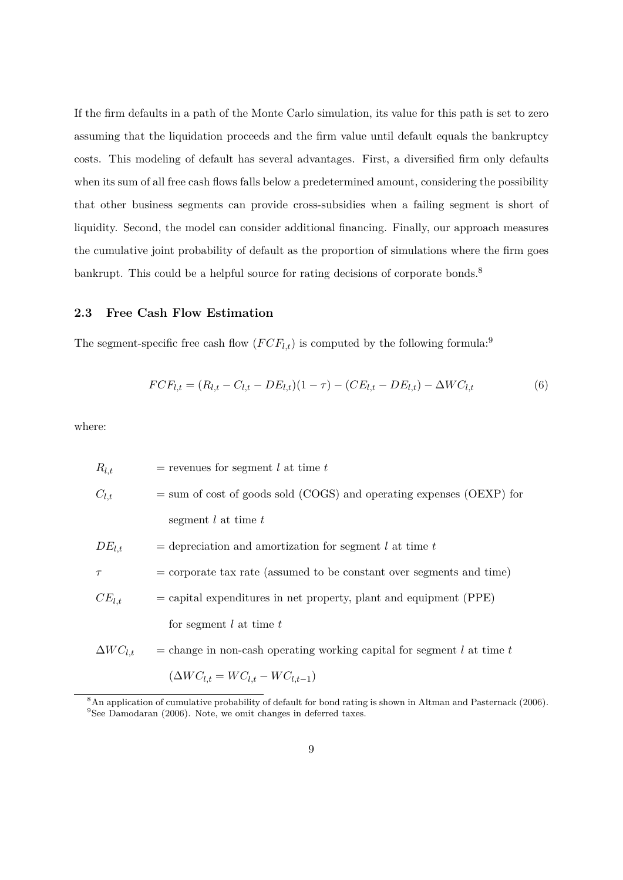If the firm defaults in a path of the Monte Carlo simulation, its value for this path is set to zero assuming that the liquidation proceeds and the firm value until default equals the bankruptcy costs. This modeling of default has several advantages. First, a diversified firm only defaults when its sum of all free cash flows falls below a predetermined amount, considering the possibility that other business segments can provide cross-subsidies when a failing segment is short of liquidity. Second, the model can consider additional financing. Finally, our approach measures the cumulative joint probability of default as the proportion of simulations where the firm goes bankrupt. This could be a helpful source for rating decisions of corporate bonds.[8]

### 2.3 Free Cash Flow Estimation

The segment-specific free cash flow ($FCF_{l,t}$) is computed by the following formula:[9]

$$FCF_{l,t} = (R_{l,t} - C_{l,t} - DE_{l,t})(1 - \tau) - (CE_{l,t} - DE_{l,t}) - \Delta WC_{l,t} \tag{6}$$

where:

- $R_{l,t}$ = revenues for segment $l$ at time $t$
- $C_{l,t}$ = sum of cost of goods sold (COGS) and operating expenses (OEXP) for segment $l$ at time $t$
- $DE_{l,t}$ = depreciation and amortization for segment $l$ at time $t$
- $\tau$ = corporate tax rate (assumed to be constant over segments and time)
- $CE_{l,t}$ = capital expenditures in net property, plant and equipment (PPE) for segment $l$ at time $t$
- $\Delta WC_{l,t}$ = change in non-cash operating working capital for segment $l$ at time $t$ ($\Delta WC_{l,t} = WC_{l,t} - WC_{l,t-1}$)

[8] An application of cumulative probability of default for bond rating is shown in Altman and Pasternack (2006).

[9] See Damodaran (2006). Note, we omit changes in deferred taxes.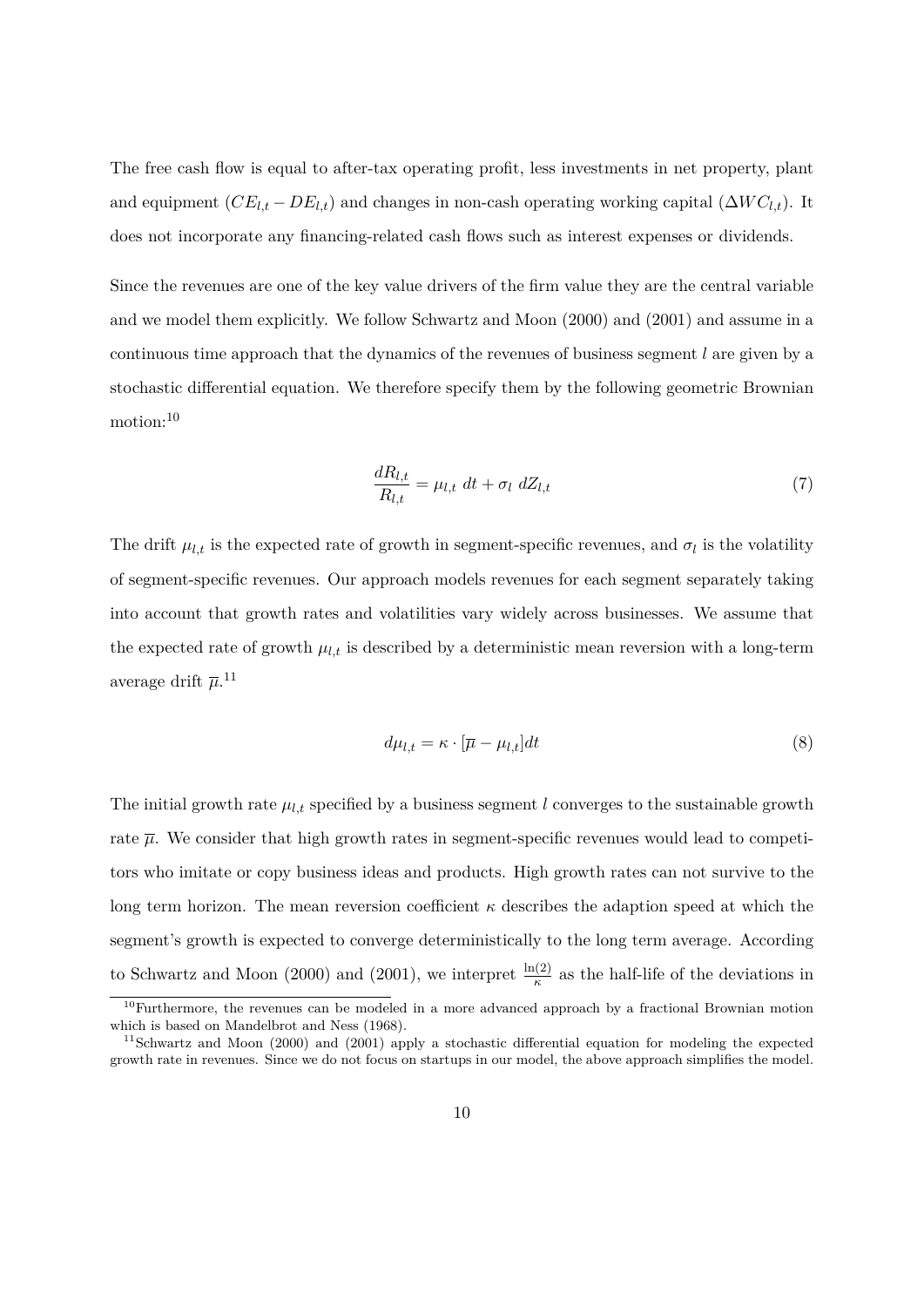The free cash flow is equal to after-tax operating profit, less investments in net property, plant and equipment ($CE_{l,t} - DE_{l,t}$) and changes in non-cash operating working capital ($\Delta WC_{l,t}$). It does not incorporate any financing-related cash flows such as interest expenses or dividends.

Since the revenues are one of the key value drivers of the firm value they are the central variable and we model them explicitly. We follow Schwartz and Moon (2000) and (2001) and assume in a continuous time approach that the dynamics of the revenues of business segment $l$ are given by a stochastic differential equation. We therefore specify them by the following geometric Brownian motion:[10]

$$\frac{dR_{l,t}}{R_{l,t}} = \mu_{l,t}\ dt + \sigma_l\ dZ_{l,t} \tag{7}$$

The drift $\mu_{l,t}$ is the expected rate of growth in segment-specific revenues, and $\sigma_l$ is the volatility of segment-specific revenues. Our approach models revenues for each segment separately taking into account that growth rates and volatilities vary widely across businesses. We assume that the expected rate of growth $\mu_{l,t}$ is described by a deterministic mean reversion with a long-term average drift $\overline{\mu}$.[11]

$$d\mu_{l,t} = \kappa \cdot [\overline{\mu} - \mu_{l,t}]dt \tag{8}$$

The initial growth rate $\mu_{l,t}$ specified by a business segment $l$ converges to the sustainable growth rate $\overline{\mu}$. We consider that high growth rates in segment-specific revenues would lead to competitors who imitate or copy business ideas and products. High growth rates can not survive to the long term horizon. The mean reversion coefficient $\kappa$ describes the adaption speed at which the segment's growth is expected to converge deterministically to the long term average. According to Schwartz and Moon (2000) and (2001), we interpret $\frac{\ln(2)}{\kappa}$ as the half-life of the deviations in

[10] Furthermore, the revenues can be modeled in a more advanced approach by a fractional Brownian motion which is based on Mandelbrot and Ness (1968).

[11] Schwartz and Moon (2000) and (2001) apply a stochastic differential equation for modeling the expected growth rate in revenues. Since we do not focus on startups in our model, the above approach simplifies the model.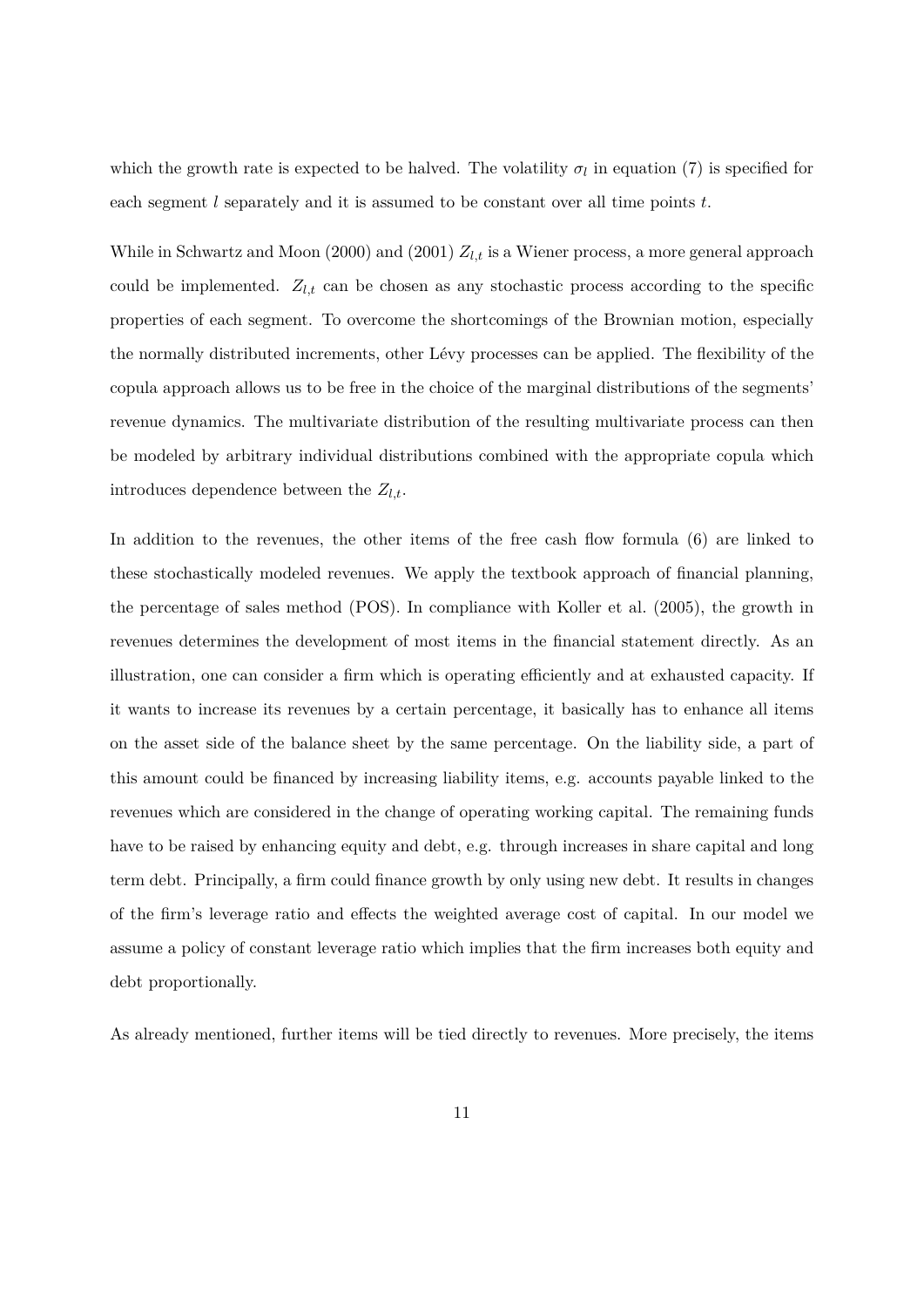which the growth rate is expected to be halved. The volatility $\sigma_l$ in equation (7) is specified for each segment $l$ separately and it is assumed to be constant over all time points $t$.

While in Schwartz and Moon (2000) and (2001) $Z_{l,t}$ is a Wiener process, a more general approach could be implemented. $Z_{l,t}$ can be chosen as any stochastic process according to the specific properties of each segment. To overcome the shortcomings of the Brownian motion, especially the normally distributed increments, other Lévy processes can be applied. The flexibility of the copula approach allows us to be free in the choice of the marginal distributions of the segments' revenue dynamics. The multivariate distribution of the resulting multivariate process can then be modeled by arbitrary individual distributions combined with the appropriate copula which introduces dependence between the $Z_{l,t}$.

In addition to the revenues, the other items of the free cash flow formula (6) are linked to these stochastically modeled revenues. We apply the textbook approach of financial planning, the percentage of sales method (POS). In compliance with Koller et al. (2005), the growth in revenues determines the development of most items in the financial statement directly. As an illustration, one can consider a firm which is operating efficiently and at exhausted capacity. If it wants to increase its revenues by a certain percentage, it basically has to enhance all items on the asset side of the balance sheet by the same percentage. On the liability side, a part of this amount could be financed by increasing liability items, e.g. accounts payable linked to the revenues which are considered in the change of operating working capital. The remaining funds have to be raised by enhancing equity and debt, e.g. through increases in share capital and long term debt. Principally, a firm could finance growth by only using new debt. It results in changes of the firm's leverage ratio and effects the weighted average cost of capital. In our model we assume a policy of constant leverage ratio which implies that the firm increases both equity and debt proportionally.

As already mentioned, further items will be tied directly to revenues. More precisely, the items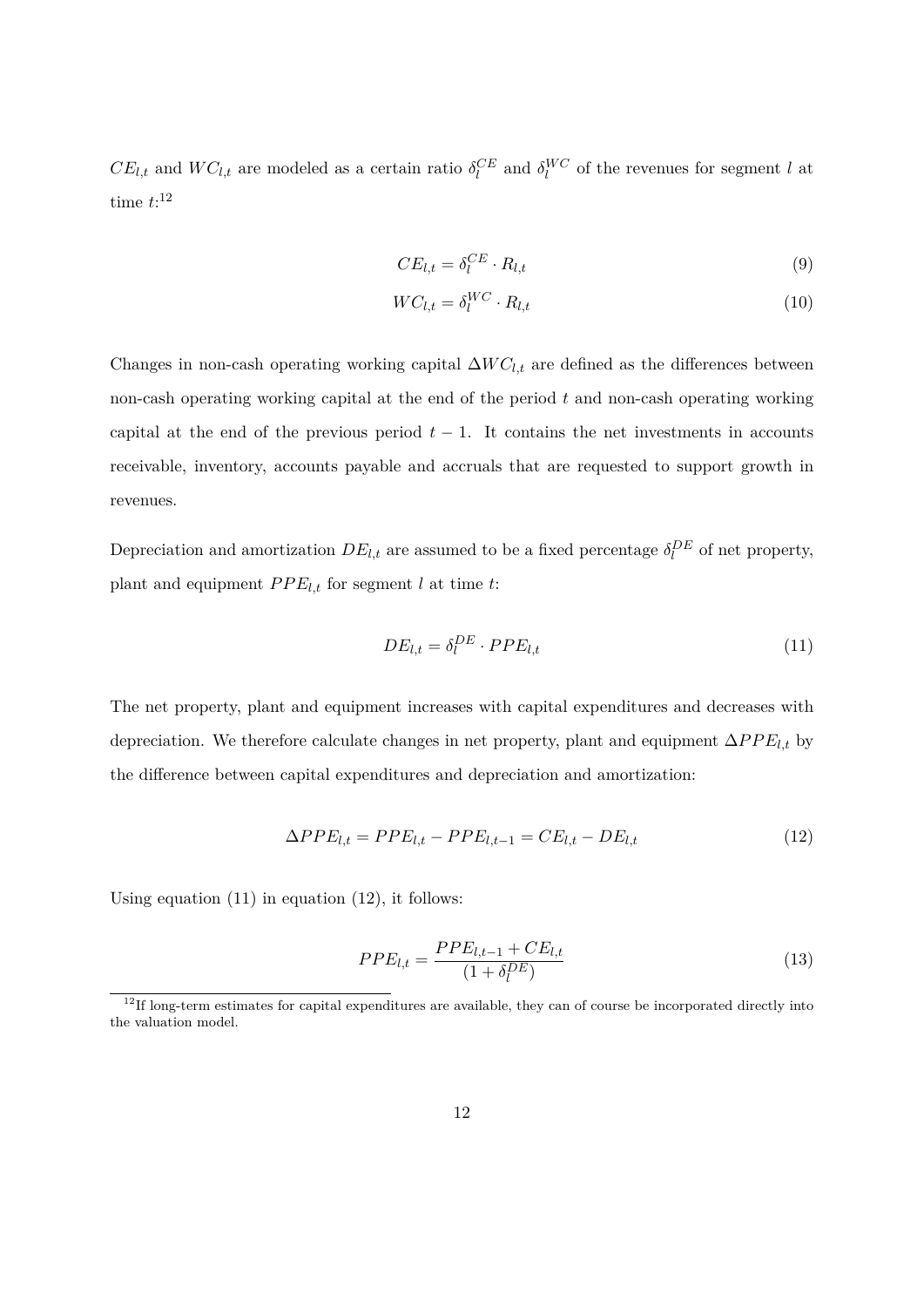$CE_{l,t}$ and $WC_{l,t}$ are modeled as a certain ratio $\delta_l^{CE}$ and $\delta_l^{WC}$ of the revenues for segment $l$ at time $t$:[12]

$$CE_{l,t} = \delta_l^{CE} \cdot R_{l,t} \tag{9}$$

$$WC_{l,t} = \delta_l^{WC} \cdot R_{l,t} \tag{10}$$

Changes in non-cash operating working capital $\Delta WC_{l,t}$ are defined as the differences between non-cash operating working capital at the end of the period $t$ and non-cash operating working capital at the end of the previous period $t-1$. It contains the net investments in accounts receivable, inventory, accounts payable and accruals that are requested to support growth in revenues.

Depreciation and amortization $DE_{l,t}$ are assumed to be a fixed percentage $\delta_l^{DE}$ of net property, plant and equipment $PPE_{l,t}$ for segment $l$ at time $t$:

$$DE_{l,t} = \delta_l^{DE} \cdot PPE_{l,t} \tag{11}$$

The net property, plant and equipment increases with capital expenditures and decreases with depreciation. We therefore calculate changes in net property, plant and equipment $\Delta PPE_{l,t}$ by the difference between capital expenditures and depreciation and amortization:

$$\Delta PPE_{l,t} = PPE_{l,t} - PPE_{l,t-1} = CE_{l,t} - DE_{l,t} \tag{12}$$

Using equation (11) in equation (12), it follows:

$$PPE_{l,t} = \frac{PPE_{l,t-1} + CE_{l,t}}{(1 + \delta_l^{DE})} \tag{13}$$

[12] If long-term estimates for capital expenditures are available, they can of course be incorporated directly into the valuation model.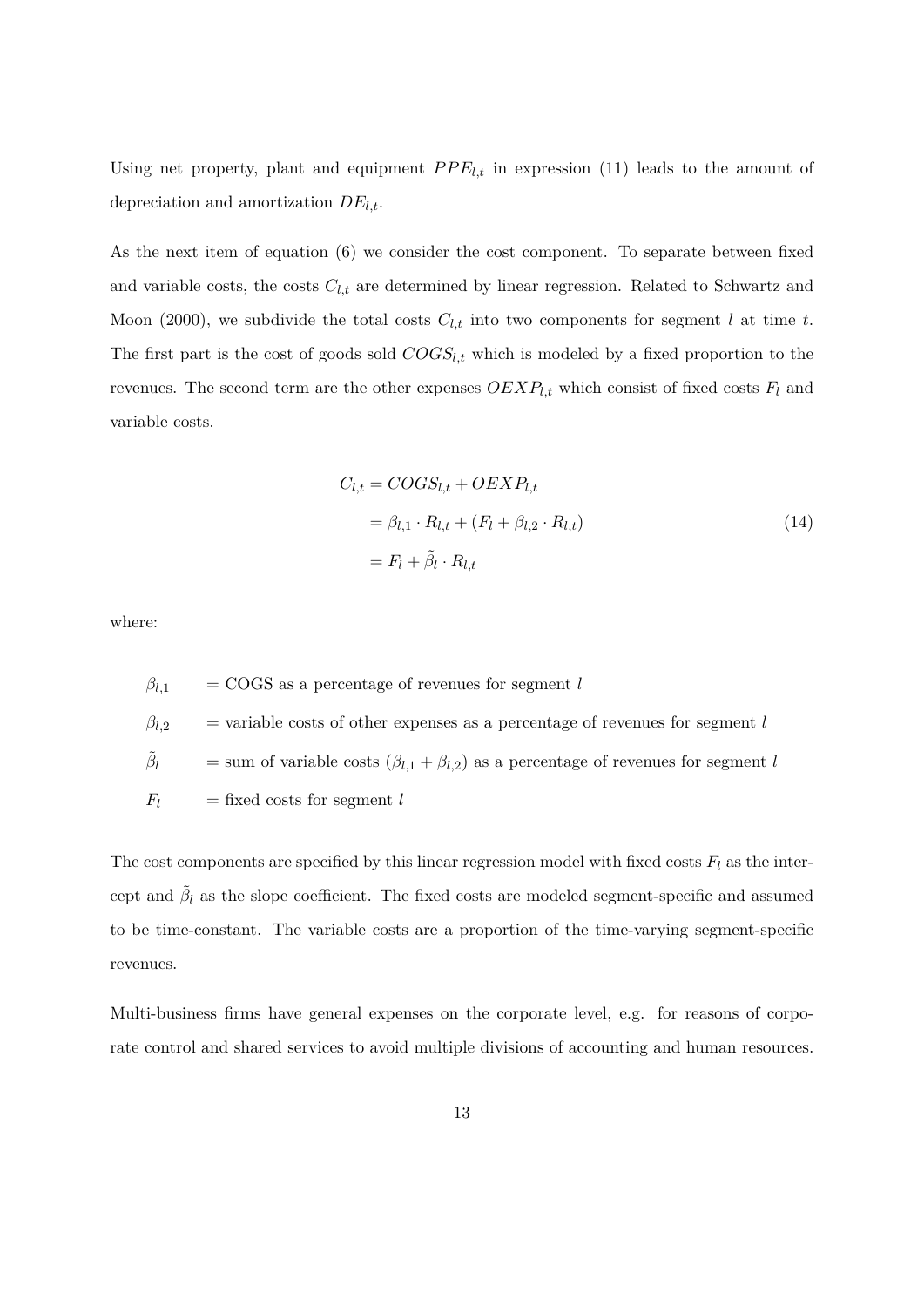Using net property, plant and equipment $PPE_{l,t}$ in expression (11) leads to the amount of depreciation and amortization $DE_{l,t}$.

As the next item of equation (6) we consider the cost component. To separate between fixed and variable costs, the costs $C_{l,t}$ are determined by linear regression. Related to Schwartz and Moon (2000), we subdivide the total costs $C_{l,t}$ into two components for segment $l$ at time $t$. The first part is the cost of goods sold $COGS_{l,t}$ which is modeled by a fixed proportion to the revenues. The second term are the other expenses $OEXP_{l,t}$ which consist of fixed costs $F_l$ and variable costs.

$$
\begin{aligned}
C_{l,t} &= COGS_{l,t} + OEXP_{l,t} \\
&= \beta_{l,1} \cdot R_{l,t} + (F_l + \beta_{l,2} \cdot R_{l,t}) \\
&= F_l + \tilde{\beta}_l \cdot R_{l,t}
\end{aligned}
\tag{14}
$$

where:

- $\beta_{l,1}$ = COGS as a percentage of revenues for segment $l$
- $\beta_{l,2}$ = variable costs of other expenses as a percentage of revenues for segment $l$
- $\tilde{\beta}_l$ = sum of variable costs $(\beta_{l,1} + \beta_{l,2})$ as a percentage of revenues for segment $l$
- $F_l$ = fixed costs for segment $l$

The cost components are specified by this linear regression model with fixed costs $F_l$ as the intercept and $\tilde{\beta}_l$ as the slope coefficient. The fixed costs are modeled segment-specific and assumed to be time-constant. The variable costs are a proportion of the time-varying segment-specific revenues.

Multi-business firms have general expenses on the corporate level, e.g. for reasons of corporate control and shared services to avoid multiple divisions of accounting and human resources.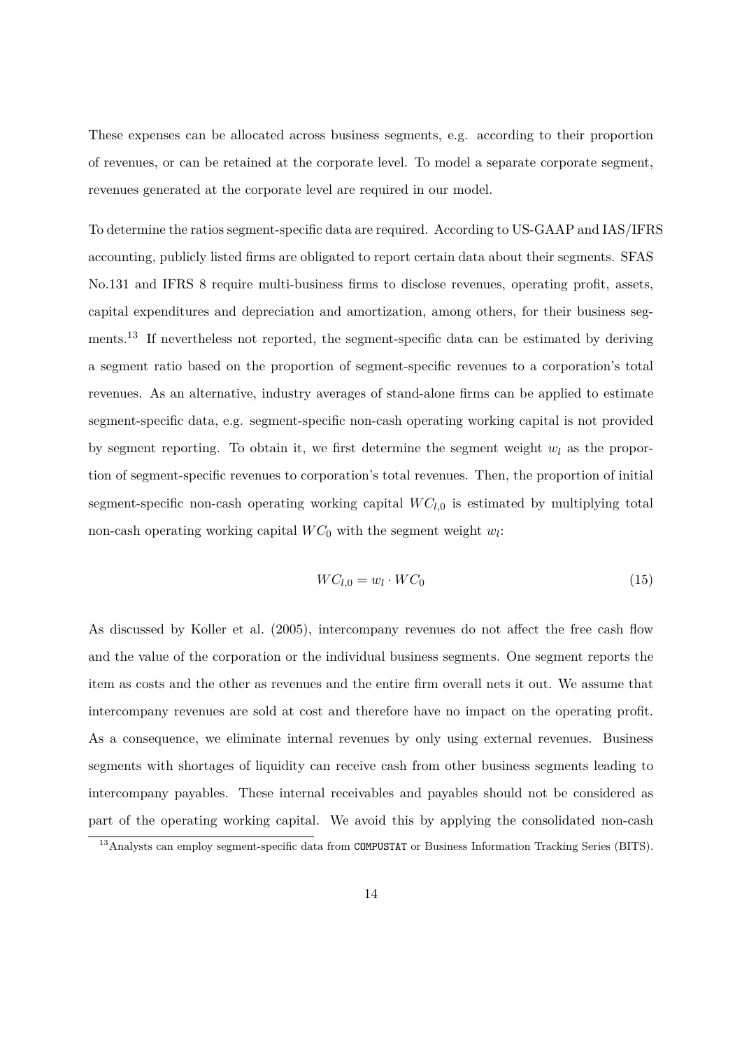These expenses can be allocated across business segments, e.g. according to their proportion of revenues, or can be retained at the corporate level. To model a separate corporate segment, revenues generated at the corporate level are required in our model.

To determine the ratios segment-specific data are required. According to US-GAAP and IAS/IFRS accounting, publicly listed firms are obligated to report certain data about their segments. SFAS No.131 and IFRS 8 require multi-business firms to disclose revenues, operating profit, assets, capital expenditures and depreciation and amortization, among others, for their business segments.[13] If nevertheless not reported, the segment-specific data can be estimated by deriving a segment ratio based on the proportion of segment-specific revenues to a corporation's total revenues. As an alternative, industry averages of stand-alone firms can be applied to estimate segment-specific data, e.g. segment-specific non-cash operating working capital is not provided by segment reporting. To obtain it, we first determine the segment weight $w_l$ as the proportion of segment-specific revenues to corporation's total revenues. Then, the proportion of initial segment-specific non-cash operating working capital $WC_{l,0}$ is estimated by multiplying total non-cash operating working capital $WC_0$ with the segment weight $w_l$:

$$WC_{l,0} = w_l \cdot WC_0 \tag{15}$$

As discussed by Koller et al. (2005), intercompany revenues do not affect the free cash flow and the value of the corporation or the individual business segments. One segment reports the item as costs and the other as revenues and the entire firm overall nets it out. We assume that intercompany revenues are sold at cost and therefore have no impact on the operating profit. As a consequence, we eliminate internal revenues by only using external revenues. Business segments with shortages of liquidity can receive cash from other business segments leading to intercompany payables. These internal receivables and payables should not be considered as part of the operating working capital. We avoid this by applying the consolidated non-cash

[13] Analysts can employ segment-specific data from COMPUSTAT or Business Information Tracking Series (BITS).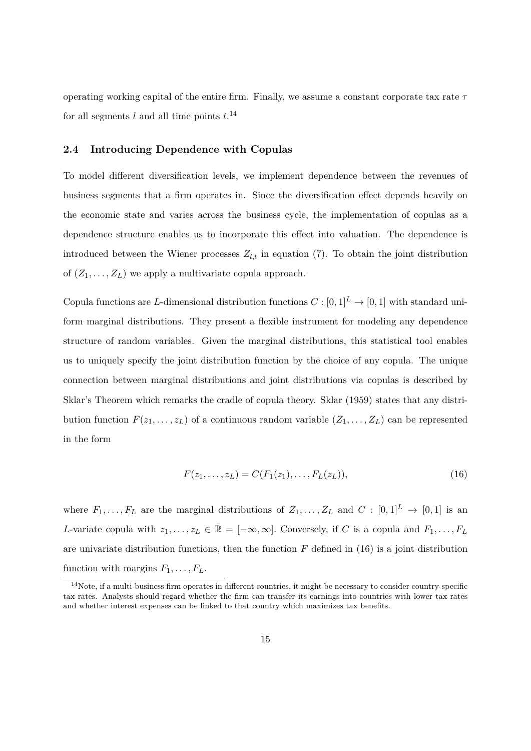operating working capital of the entire firm. Finally, we assume a constant corporate tax rate $\tau$ for all segments $l$ and all time points $t$.[14]

### 2.4 Introducing Dependence with Copulas

To model different diversification levels, we implement dependence between the revenues of business segments that a firm operates in. Since the diversification effect depends heavily on the economic state and varies across the business cycle, the implementation of copulas as a dependence structure enables us to incorporate this effect into valuation. The dependence is introduced between the Wiener processes $Z_{l,t}$ in equation (7). To obtain the joint distribution of $(Z_1, \ldots, Z_L)$ we apply a multivariate copula approach.

Copula functions are $L$-dimensional distribution functions $C : [0,1]^L \to [0,1]$ with standard uniform marginal distributions. They present a flexible instrument for modeling any dependence structure of random variables. Given the marginal distributions, this statistical tool enables us to uniquely specify the joint distribution function by the choice of any copula. The unique connection between marginal distributions and joint distributions via copulas is described by Sklar's Theorem which remarks the cradle of copula theory. Sklar (1959) states that any distribution function $F(z_1, \ldots, z_L)$ of a continuous random variable $(Z_1, \ldots, Z_L)$ can be represented in the form

$$F(z_1, \ldots, z_L) = C(F_1(z_1), \ldots, F_L(z_L)), \tag{16}$$

where $F_1, \ldots, F_L$ are the marginal distributions of $Z_1, \ldots, Z_L$ and $C : [0,1]^L \to [0,1]$ is an $L$-variate copula with $z_1, \ldots, z_L \in \bar{\mathbb{R}} = [-\infty, \infty]$. Conversely, if $C$ is a copula and $F_1, \ldots, F_L$ are univariate distribution functions, then the function $F$ defined in (16) is a joint distribution function with margins $F_1, \ldots, F_L$.

[14] Note, if a multi-business firm operates in different countries, it might be necessary to consider country-specific tax rates. Analysts should regard whether the firm can transfer its earnings into countries with lower tax rates and whether interest expenses can be linked to that country which maximizes tax benefits.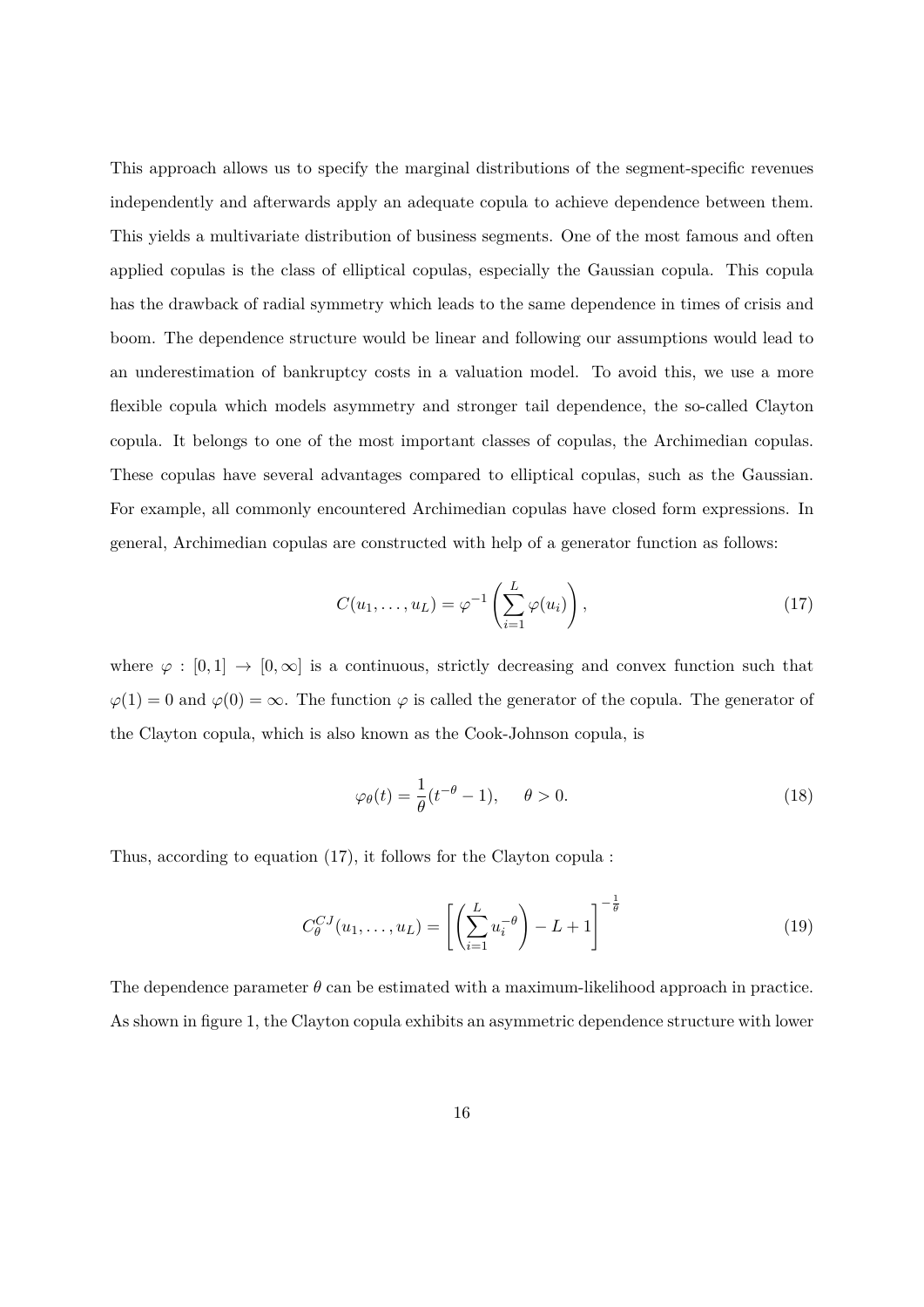This approach allows us to specify the marginal distributions of the segment-specific revenues independently and afterwards apply an adequate copula to achieve dependence between them. This yields a multivariate distribution of business segments. One of the most famous and often applied copulas is the class of elliptical copulas, especially the Gaussian copula. This copula has the drawback of radial symmetry which leads to the same dependence in times of crisis and boom. The dependence structure would be linear and following our assumptions would lead to an underestimation of bankruptcy costs in a valuation model. To avoid this, we use a more flexible copula which models asymmetry and stronger tail dependence, the so-called Clayton copula. It belongs to one of the most important classes of copulas, the Archimedian copulas. These copulas have several advantages compared to elliptical copulas, such as the Gaussian. For example, all commonly encountered Archimedian copulas have closed form expressions. In general, Archimedian copulas are constructed with help of a generator function as follows:

$$C(u_1, \dots, u_L) = \varphi^{-1}\left(\sum_{i=1}^{L} \varphi(u_i)\right), \tag{17}$$

where $\varphi : [0,1] \to [0, \infty]$ is a continuous, strictly decreasing and convex function such that $\varphi(1) = 0$ and $\varphi(0) = \infty$. The function $\varphi$ is called the generator of the copula. The generator of the Clayton copula, which is also known as the Cook-Johnson copula, is

$$\varphi_\theta(t) = \frac{1}{\theta}(t^{-\theta} - 1), \qquad \theta > 0. \tag{18}$$

Thus, according to equation (17), it follows for the Clayton copula :

$$C_\theta^{CJ}(u_1, \dots, u_L) = \left[\left(\sum_{i=1}^{L} u_i^{-\theta}\right) - L + 1\right]^{-\frac{1}{\theta}} \tag{19}$$

The dependence parameter $\theta$ can be estimated with a maximum-likelihood approach in practice. As shown in figure 1, the Clayton copula exhibits an asymmetric dependence structure with lower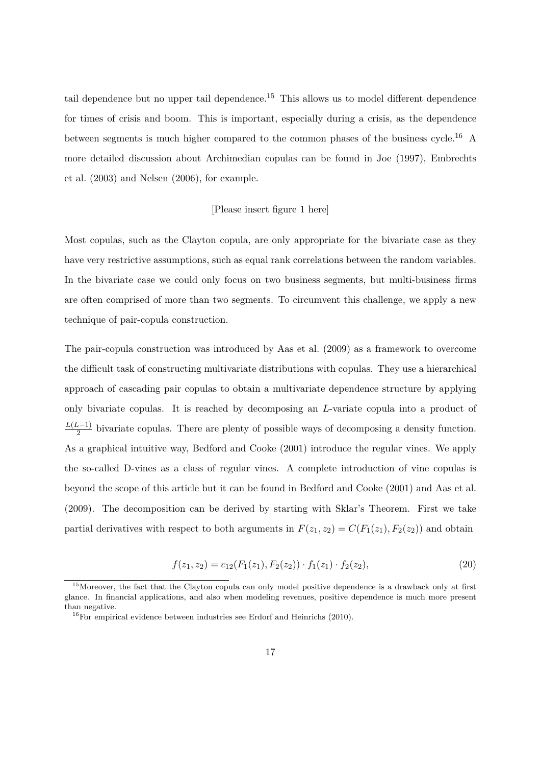tail dependence but no upper tail dependence.[15] This allows us to model different dependence for times of crisis and boom. This is important, especially during a crisis, as the dependence between segments is much higher compared to the common phases of the business cycle.[16] A more detailed discussion about Archimedian copulas can be found in Joe (1997), Embrechts et al. (2003) and Nelsen (2006), for example.

[Please insert figure 1 here]

Most copulas, such as the Clayton copula, are only appropriate for the bivariate case as they have very restrictive assumptions, such as equal rank correlations between the random variables. In the bivariate case we could only focus on two business segments, but multi-business firms are often comprised of more than two segments. To circumvent this challenge, we apply a new technique of pair-copula construction.

The pair-copula construction was introduced by Aas et al. (2009) as a framework to overcome the difficult task of constructing multivariate distributions with copulas. They use a hierarchical approach of cascading pair copulas to obtain a multivariate dependence structure by applying only bivariate copulas. It is reached by decomposing an $L$-variate copula into a product of $\frac{L(L-1)}{2}$ bivariate copulas. There are plenty of possible ways of decomposing a density function. As a graphical intuitive way, Bedford and Cooke (2001) introduce the regular vines. We apply the so-called D-vines as a class of regular vines. A complete introduction of vine copulas is beyond the scope of this article but it can be found in Bedford and Cooke (2001) and Aas et al. (2009). The decomposition can be derived by starting with Sklar's Theorem. First we take partial derivatives with respect to both arguments in $F(z_1, z_2) = C(F_1(z_1), F_2(z_2))$ and obtain

$$f(z_1, z_2) = c_{12}(F_1(z_1), F_2(z_2)) \cdot f_1(z_1) \cdot f_2(z_2), \tag{20}$$

[15] Moreover, the fact that the Clayton copula can only model positive dependence is a drawback only at first glance. In financial applications, and also when modeling revenues, positive dependence is much more present than negative.

[16] For empirical evidence between industries see Erdorf and Heinrichs (2010).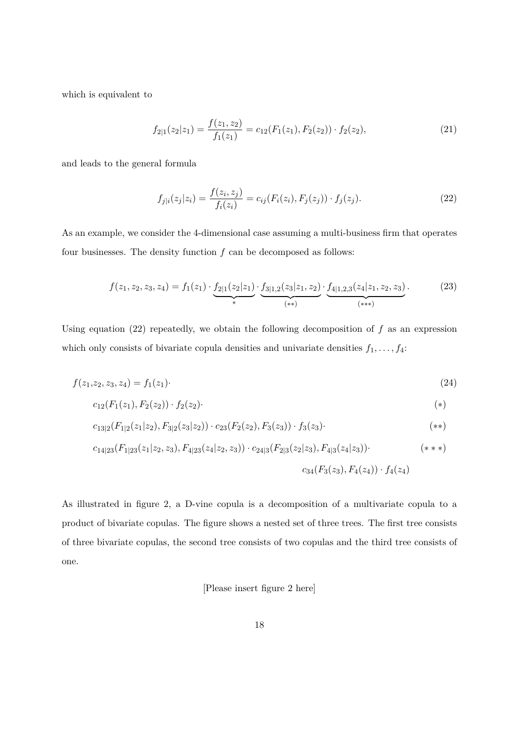which is equivalent to

$$f_{2|1}(z_2|z_1) = \frac{f(z_1, z_2)}{f_1(z_1)} = c_{12}(F_1(z_1), F_2(z_2)) \cdot f_2(z_2), \tag{21}$$

and leads to the general formula

$$f_{j|i}(z_j|z_i) = \frac{f(z_i, z_j)}{f_i(z_i)} = c_{ij}(F_i(z_i), F_j(z_j)) \cdot f_j(z_j). \tag{22}$$

As an example, we consider the 4-dimensional case assuming a multi-business firm that operates four businesses. The density function $f$ can be decomposed as follows:

$$f(z_1, z_2, z_3, z_4) = f_1(z_1) \cdot \underbrace{f_{2|1}(z_2|z_1)}_{*} \cdot \underbrace{f_{3|1,2}(z_3|z_1, z_2)}_{(**)} \cdot \underbrace{f_{4|1,2,3}(z_4|z_1, z_2, z_3)}_{(***)}. \tag{23}$$

Using equation (22) repeatedly, we obtain the following decomposition of $f$ as an expression which only consists of bivariate copula densities and univariate densities $f_1, \ldots, f_4$:

$$\begin{aligned}
f(z_1, z_2, z_3, z_4) = {} & f_1(z_1) \cdot && (24)\\
& c_{12}(F_1(z_1), F_2(z_2)) \cdot f_2(z_2) \cdot && (*)\\
& c_{13|2}(F_{1|2}(z_1|z_2), F_{3|2}(z_3|z_2)) \cdot c_{23}(F_2(z_2), F_3(z_3)) \cdot f_3(z_3) \cdot && (**)\\
& c_{14|23}(F_{1|23}(z_1|z_2, z_3), F_{4|23}(z_4|z_2, z_3)) \cdot c_{24|3}(F_{2|3}(z_2|z_3), F_{4|3}(z_4|z_3)) \cdot && (***)\\
& c_{34}(F_3(z_3), F_4(z_4)) \cdot f_4(z_4)
\end{aligned}$$

As illustrated in figure 2, a D-vine copula is a decomposition of a multivariate copula to a product of bivariate copulas. The figure shows a nested set of three trees. The first tree consists of three bivariate copulas, the second tree consists of two copulas and the third tree consists of one.

[Please insert figure 2 here]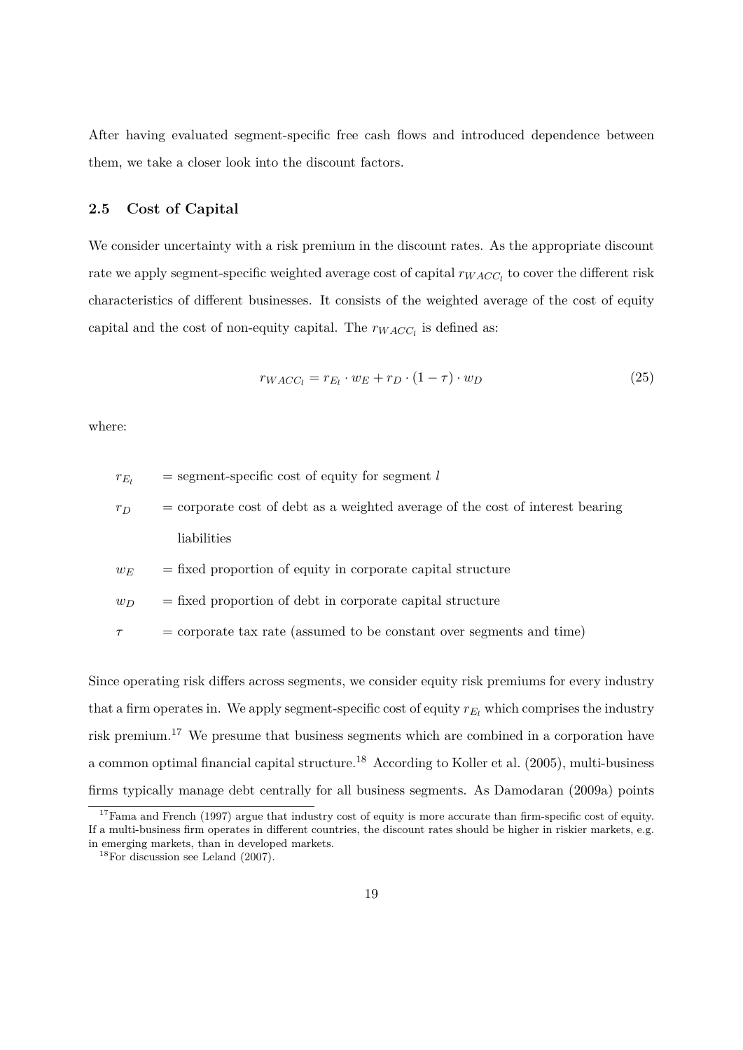After having evaluated segment-specific free cash flows and introduced dependence between them, we take a closer look into the discount factors.

### 2.5 Cost of Capital

We consider uncertainty with a risk premium in the discount rates. As the appropriate discount rate we apply segment-specific weighted average cost of capital $r_{WACC_l}$ to cover the different risk characteristics of different businesses. It consists of the weighted average of the cost of equity capital and the cost of non-equity capital. The $r_{WACC_l}$ is defined as:

$$r_{WACC_l} = r_{E_l} \cdot w_E + r_D \cdot (1 - \tau) \cdot w_D \tag{25}$$

where:

- $r_{E_l}$ = segment-specific cost of equity for segment $l$
- $r_D$ = corporate cost of debt as a weighted average of the cost of interest bearing liabilities
- $w_E$ = fixed proportion of equity in corporate capital structure
- $w_D$ = fixed proportion of debt in corporate capital structure
- $\tau$ = corporate tax rate (assumed to be constant over segments and time)

Since operating risk differs across segments, we consider equity risk premiums for every industry that a firm operates in. We apply segment-specific cost of equity $r_{E_l}$ which comprises the industry risk premium.[17] We presume that business segments which are combined in a corporation have a common optimal financial capital structure.[18] According to Koller et al. (2005), multi-business firms typically manage debt centrally for all business segments. As Damodaran (2009a) points

[17] Fama and French (1997) argue that industry cost of equity is more accurate than firm-specific cost of equity. If a multi-business firm operates in different countries, the discount rates should be higher in riskier markets, e.g. in emerging markets, than in developed markets.

[18] For discussion see Leland (2007).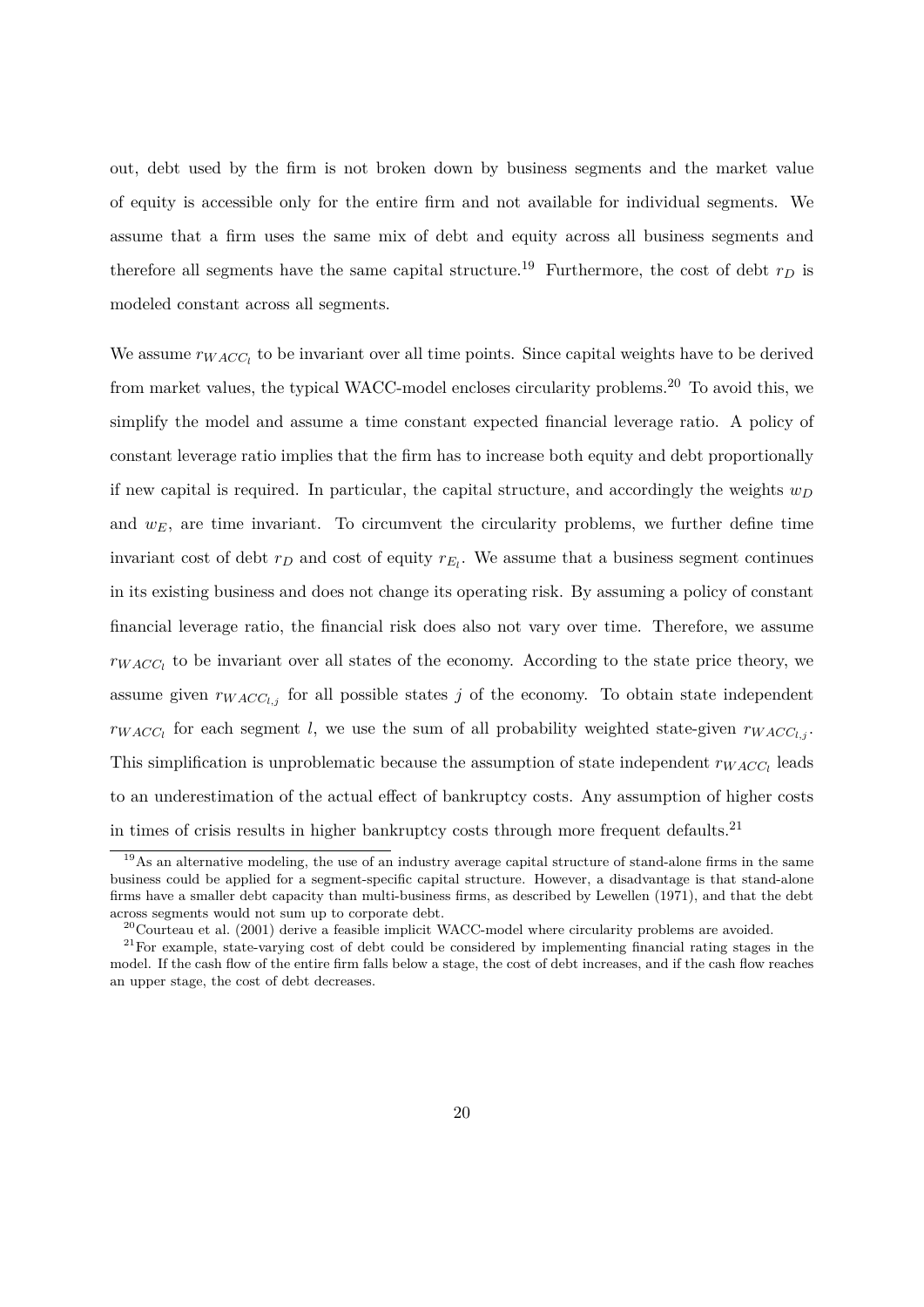out, debt used by the firm is not broken down by business segments and the market value of equity is accessible only for the entire firm and not available for individual segments. We assume that a firm uses the same mix of debt and equity across all business segments and therefore all segments have the same capital structure.[19] Furthermore, the cost of debt $r_D$ is modeled constant across all segments.

We assume $r_{WACC_l}$ to be invariant over all time points. Since capital weights have to be derived from market values, the typical WACC-model encloses circularity problems.[20] To avoid this, we simplify the model and assume a time constant expected financial leverage ratio. A policy of constant leverage ratio implies that the firm has to increase both equity and debt proportionally if new capital is required. In particular, the capital structure, and accordingly the weights $w_D$ and $w_E$, are time invariant. To circumvent the circularity problems, we further define time invariant cost of debt $r_D$ and cost of equity $r_{E_l}$. We assume that a business segment continues in its existing business and does not change its operating risk. By assuming a policy of constant financial leverage ratio, the financial risk does also not vary over time. Therefore, we assume $r_{WACC_l}$ to be invariant over all states of the economy. According to the state price theory, we assume given $r_{WACC_{l,j}}$ for all possible states $j$ of the economy. To obtain state independent $r_{WACC_l}$ for each segment $l$, we use the sum of all probability weighted state-given $r_{WACC_{l,j}}$. This simplification is unproblematic because the assumption of state independent $r_{WACC_l}$ leads to an underestimation of the actual effect of bankruptcy costs. Any assumption of higher costs in times of crisis results in higher bankruptcy costs through more frequent defaults.[21]

---

[19] As an alternative modeling, the use of an industry average capital structure of stand-alone firms in the same business could be applied for a segment-specific capital structure. However, a disadvantage is that stand-alone firms have a smaller debt capacity than multi-business firms, as described by Lewellen (1971), and that the debt across segments would not sum up to corporate debt.

[20] Courteau et al. (2001) derive a feasible implicit WACC-model where circularity problems are avoided.

[21] For example, state-varying cost of debt could be considered by implementing financial rating stages in the model. If the cash flow of the entire firm falls below a stage, the cost of debt increases, and if the cash flow reaches an upper stage, the cost of debt decreases.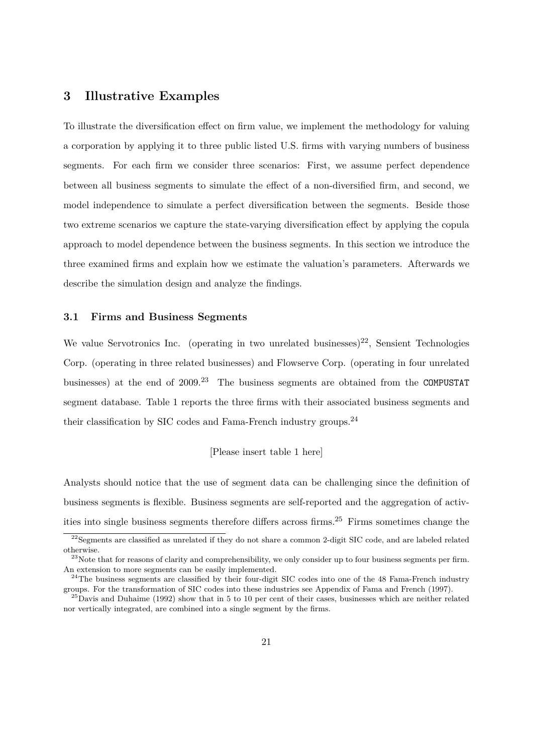## 3 Illustrative Examples

To illustrate the diversification effect on firm value, we implement the methodology for valuing a corporation by applying it to three public listed U.S. firms with varying numbers of business segments. For each firm we consider three scenarios: First, we assume perfect dependence between all business segments to simulate the effect of a non-diversified firm, and second, we model independence to simulate a perfect diversification between the segments. Beside those two extreme scenarios we capture the state-varying diversification effect by applying the copula approach to model dependence between the business segments. In this section we introduce the three examined firms and explain how we estimate the valuation's parameters. Afterwards we describe the simulation design and analyze the findings.

### 3.1 Firms and Business Segments

We value Servotronics Inc. (operating in two unrelated businesses)[22], Sensient Technologies Corp. (operating in three related businesses) and Flowserve Corp. (operating in four unrelated businesses) at the end of 2009.[23] The business segments are obtained from the COMPUSTAT segment database. Table 1 reports the three firms with their associated business segments and their classification by SIC codes and Fama-French industry groups.[24]

[Please insert table 1 here]

Analysts should notice that the use of segment data can be challenging since the definition of business segments is flexible. Business segments are self-reported and the aggregation of activities into single business segments therefore differs across firms.[25] Firms sometimes change the

[22] Segments are classified as unrelated if they do not share a common 2-digit SIC code, and are labeled related otherwise.

[23] Note that for reasons of clarity and comprehensibility, we only consider up to four business segments per firm. An extension to more segments can be easily implemented.

[24] The business segments are classified by their four-digit SIC codes into one of the 48 Fama-French industry groups. For the transformation of SIC codes into these industries see Appendix of Fama and French (1997).

[25] Davis and Duhaime (1992) show that in 5 to 10 per cent of their cases, businesses which are neither related nor vertically integrated, are combined into a single segment by the firms.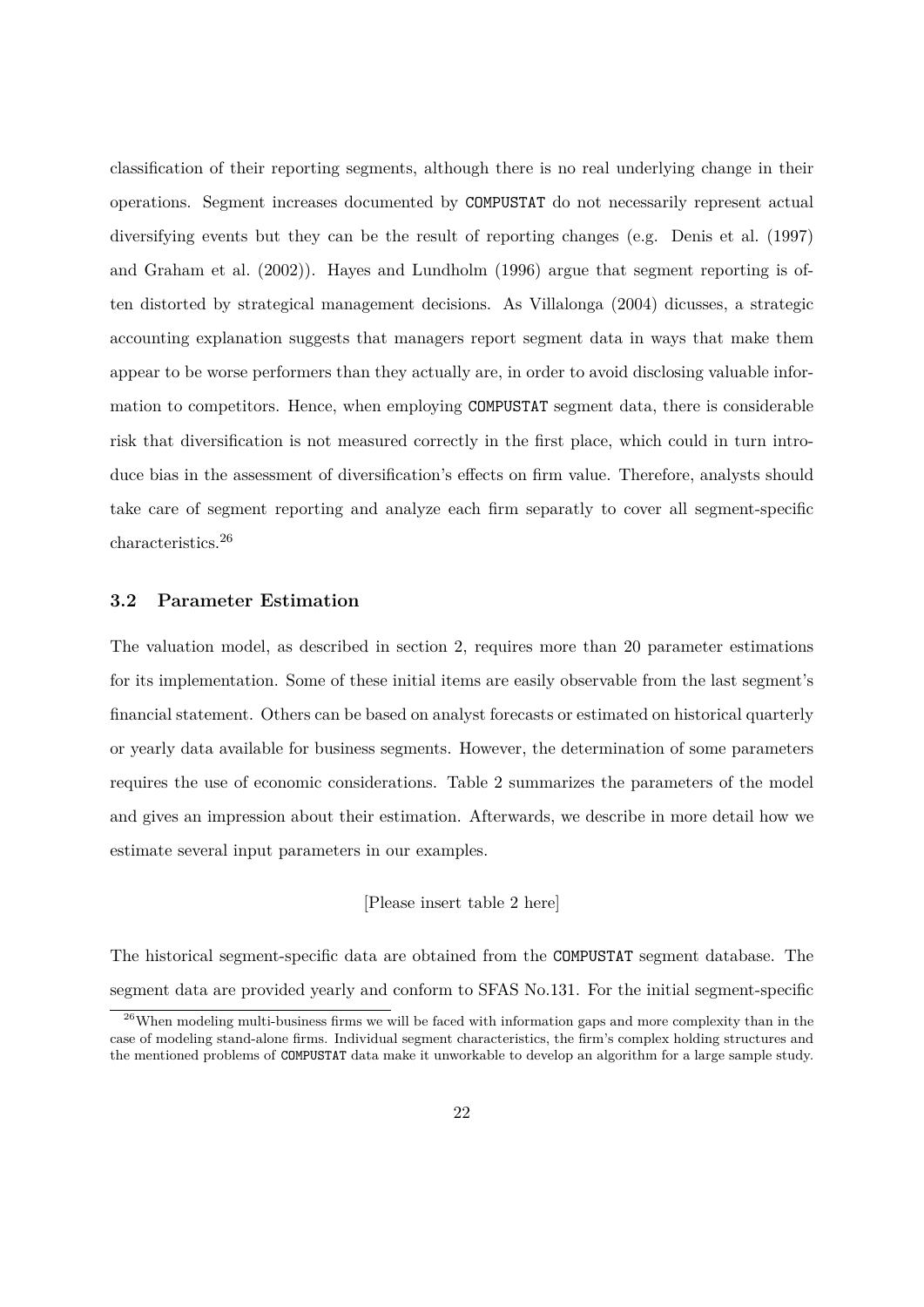classification of their reporting segments, although there is no real underlying change in their operations. Segment increases documented by COMPUSTAT do not necessarily represent actual diversifying events but they can be the result of reporting changes (e.g. Denis et al. (1997) and Graham et al. (2002)). Hayes and Lundholm (1996) argue that segment reporting is often distorted by strategical management decisions. As Villalonga (2004) dicusses, a strategic accounting explanation suggests that managers report segment data in ways that make them appear to be worse performers than they actually are, in order to avoid disclosing valuable information to competitors. Hence, when employing COMPUSTAT segment data, there is considerable risk that diversification is not measured correctly in the first place, which could in turn introduce bias in the assessment of diversification's effects on firm value. Therefore, analysts should take care of segment reporting and analyze each firm separatly to cover all segment-specific characteristics.[26]

### 3.2 Parameter Estimation

The valuation model, as described in section 2, requires more than 20 parameter estimations for its implementation. Some of these initial items are easily observable from the last segment's financial statement. Others can be based on analyst forecasts or estimated on historical quarterly or yearly data available for business segments. However, the determination of some parameters requires the use of economic considerations. Table 2 summarizes the parameters of the model and gives an impression about their estimation. Afterwards, we describe in more detail how we estimate several input parameters in our examples.

[Please insert table 2 here]

The historical segment-specific data are obtained from the COMPUSTAT segment database. The segment data are provided yearly and conform to SFAS No.131. For the initial segment-specific

[26] When modeling multi-business firms we will be faced with information gaps and more complexity than in the case of modeling stand-alone firms. Individual segment characteristics, the firm's complex holding structures and the mentioned problems of COMPUSTAT data make it unworkable to develop an algorithm for a large sample study.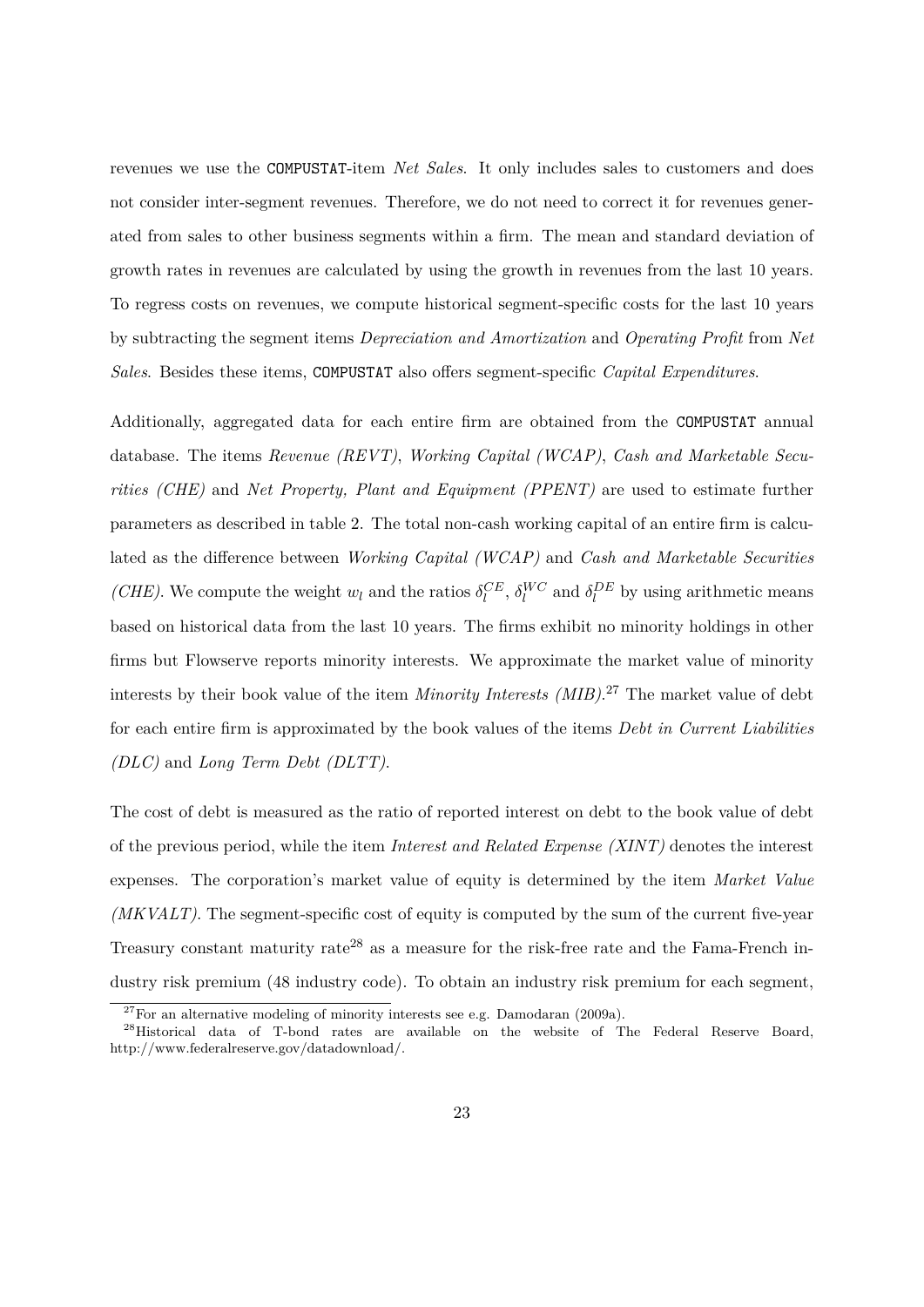revenues we use the COMPUSTAT-item *Net Sales*. It only includes sales to customers and does not consider inter-segment revenues. Therefore, we do not need to correct it for revenues generated from sales to other business segments within a firm. The mean and standard deviation of growth rates in revenues are calculated by using the growth in revenues from the last 10 years. To regress costs on revenues, we compute historical segment-specific costs for the last 10 years by subtracting the segment items *Depreciation and Amortization* and *Operating Profit* from *Net Sales*. Besides these items, COMPUSTAT also offers segment-specific *Capital Expenditures*.

Additionally, aggregated data for each entire firm are obtained from the COMPUSTAT annual database. The items *Revenue (REVT)*, *Working Capital (WCAP)*, *Cash and Marketable Securities (CHE)* and *Net Property, Plant and Equipment (PPENT)* are used to estimate further parameters as described in table 2. The total non-cash working capital of an entire firm is calculated as the difference between *Working Capital (WCAP)* and *Cash and Marketable Securities (CHE)*. We compute the weight $w_l$ and the ratios $\delta_l^{CE}$, $\delta_l^{WC}$ and $\delta_l^{DE}$ by using arithmetic means based on historical data from the last 10 years. The firms exhibit no minority holdings in other firms but Flowserve reports minority interests. We approximate the market value of minority interests by their book value of the item *Minority Interests (MIB)*.[27] The market value of debt for each entire firm is approximated by the book values of the items *Debt in Current Liabilities (DLC)* and *Long Term Debt (DLTT)*.

The cost of debt is measured as the ratio of reported interest on debt to the book value of debt of the previous period, while the item *Interest and Related Expense (XINT)* denotes the interest expenses. The corporation's market value of equity is determined by the item *Market Value (MKVALT)*. The segment-specific cost of equity is computed by the sum of the current five-year Treasury constant maturity rate[28] as a measure for the risk-free rate and the Fama-French industry risk premium (48 industry code). To obtain an industry risk premium for each segment,

[27] For an alternative modeling of minority interests see e.g. Damodaran (2009a).

[28] Historical data of T-bond rates are available on the website of The Federal Reserve Board, http://www.federalreserve.gov/datadownload/.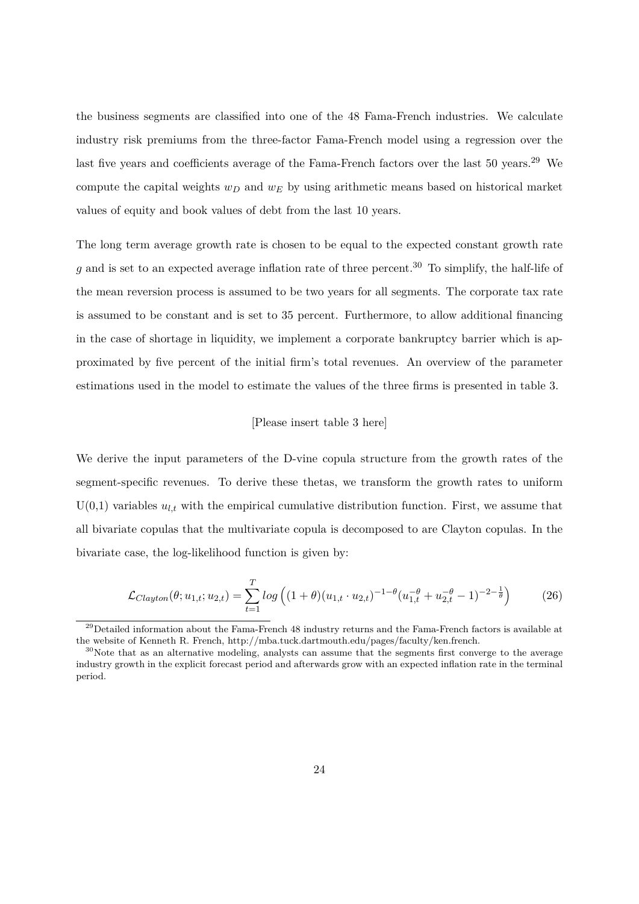the business segments are classified into one of the 48 Fama-French industries. We calculate industry risk premiums from the three-factor Fama-French model using a regression over the last five years and coefficients average of the Fama-French factors over the last 50 years.[29] We compute the capital weights $w_D$ and $w_E$ by using arithmetic means based on historical market values of equity and book values of debt from the last 10 years.

The long term average growth rate is chosen to be equal to the expected constant growth rate $g$ and is set to an expected average inflation rate of three percent.[30] To simplify, the half-life of the mean reversion process is assumed to be two years for all segments. The corporate tax rate is assumed to be constant and is set to 35 percent. Furthermore, to allow additional financing in the case of shortage in liquidity, we implement a corporate bankruptcy barrier which is approximated by five percent of the initial firm's total revenues. An overview of the parameter estimations used in the model to estimate the values of the three firms is presented in table 3.

[Please insert table 3 here]

We derive the input parameters of the D-vine copula structure from the growth rates of the segment-specific revenues. To derive these thetas, we transform the growth rates to uniform U(0,1) variables $u_{l,t}$ with the empirical cumulative distribution function. First, we assume that all bivariate copulas that the multivariate copula is decomposed to are Clayton copulas. In the bivariate case, the log-likelihood function is given by:

$$\mathcal{L}_{Clayton}(\theta; u_{1,t}; u_{2,t}) = \sum_{t=1}^{T} log\left((1+\theta)(u_{1,t} \cdot u_{2,t})^{-1-\theta}(u_{1,t}^{-\theta} + u_{2,t}^{-\theta} - 1)^{-2-\frac{1}{\theta}}\right) \tag{26}$$

[29] Detailed information about the Fama-French 48 industry returns and the Fama-French factors is available at the website of Kenneth R. French, http://mba.tuck.dartmouth.edu/pages/faculty/ken.french.

[30] Note that as an alternative modeling, analysts can assume that the segments first converge to the average industry growth in the explicit forecast period and afterwards grow with an expected inflation rate in the terminal period.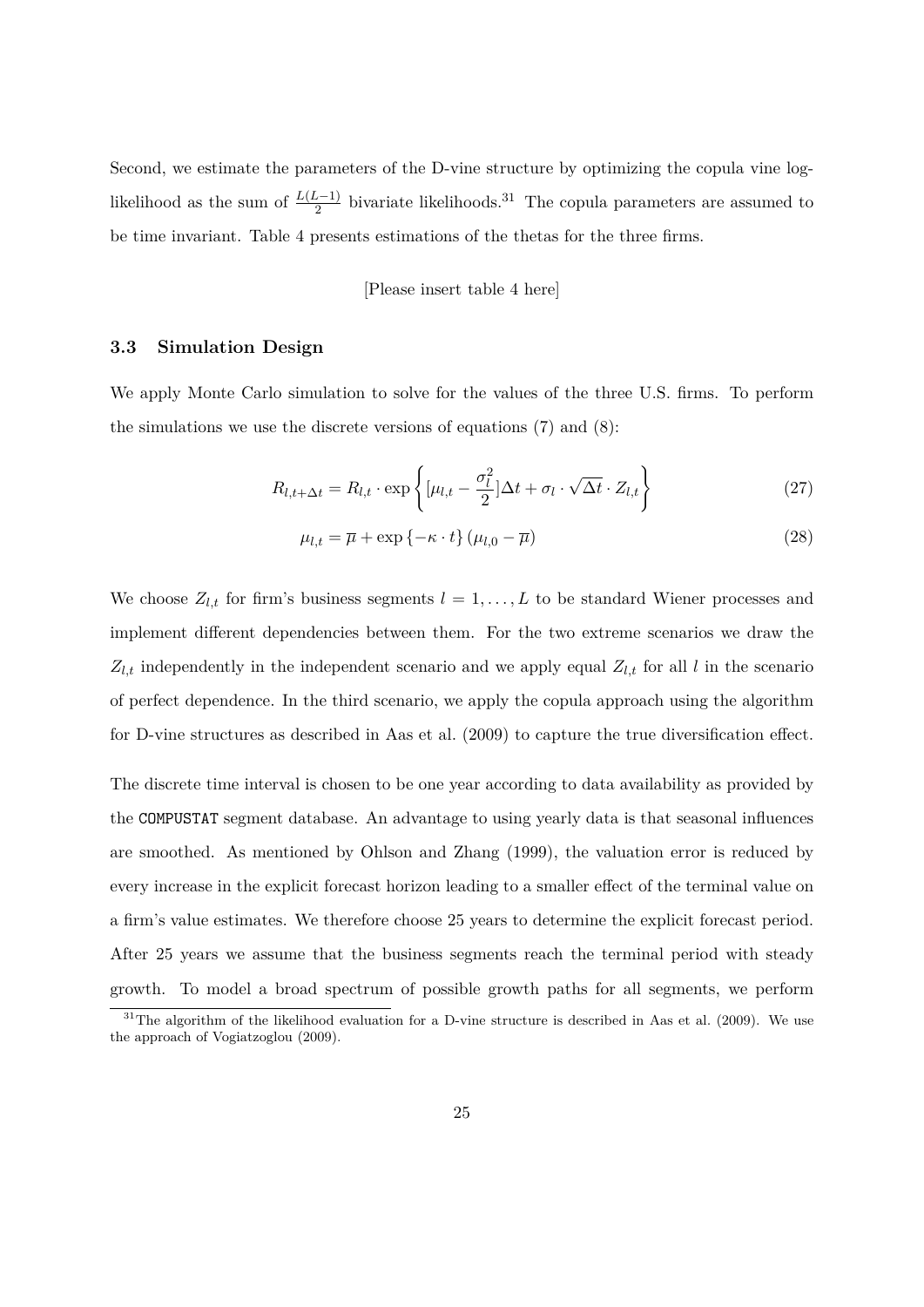Second, we estimate the parameters of the D-vine structure by optimizing the copula vine log-likelihood as the sum of $\frac{L(L-1)}{2}$ bivariate likelihoods.[31] The copula parameters are assumed to be time invariant. Table 4 presents estimations of the thetas for the three firms.

[Please insert table 4 here]

### 3.3 Simulation Design

We apply Monte Carlo simulation to solve for the values of the three U.S. firms. To perform the simulations we use the discrete versions of equations (7) and (8):

$$R_{l,t+\Delta t} = R_{l,t} \cdot \exp\left\{[\mu_{l,t} - \frac{\sigma_l^2}{2}]\Delta t + \sigma_l \cdot \sqrt{\Delta t} \cdot Z_{l,t}\right\} \tag{27}$$

$$\mu_{l,t} = \overline{\mu} + \exp\left\{-\kappa \cdot t\right\}(\mu_{l,0} - \overline{\mu}) \tag{28}$$

We choose $Z_{l,t}$ for firm's business segments $l = 1, \ldots, L$ to be standard Wiener processes and implement different dependencies between them. For the two extreme scenarios we draw the $Z_{l,t}$ independently in the independent scenario and we apply equal $Z_{l,t}$ for all $l$ in the scenario of perfect dependence. In the third scenario, we apply the copula approach using the algorithm for D-vine structures as described in Aas et al. (2009) to capture the true diversification effect.

The discrete time interval is chosen to be one year according to data availability as provided by the COMPUSTAT segment database. An advantage to using yearly data is that seasonal influences are smoothed. As mentioned by Ohlson and Zhang (1999), the valuation error is reduced by every increase in the explicit forecast horizon leading to a smaller effect of the terminal value on a firm's value estimates. We therefore choose 25 years to determine the explicit forecast period. After 25 years we assume that the business segments reach the terminal period with steady growth. To model a broad spectrum of possible growth paths for all segments, we perform

[31] The algorithm of the likelihood evaluation for a D-vine structure is described in Aas et al. (2009). We use the approach of Vogiatzoglou (2009).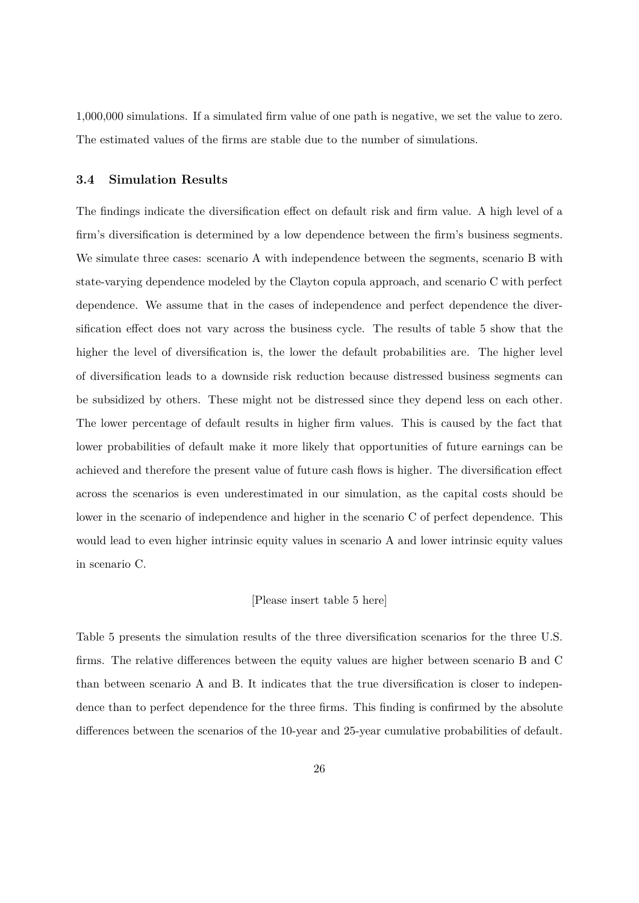1,000,000 simulations. If a simulated firm value of one path is negative, we set the value to zero. The estimated values of the firms are stable due to the number of simulations.

### 3.4 Simulation Results

The findings indicate the diversification effect on default risk and firm value. A high level of a firm's diversification is determined by a low dependence between the firm's business segments. We simulate three cases: scenario A with independence between the segments, scenario B with state-varying dependence modeled by the Clayton copula approach, and scenario C with perfect dependence. We assume that in the cases of independence and perfect dependence the diversification effect does not vary across the business cycle. The results of table 5 show that the higher the level of diversification is, the lower the default probabilities are. The higher level of diversification leads to a downside risk reduction because distressed business segments can be subsidized by others. These might not be distressed since they depend less on each other. The lower percentage of default results in higher firm values. This is caused by the fact that lower probabilities of default make it more likely that opportunities of future earnings can be achieved and therefore the present value of future cash flows is higher. The diversification effect across the scenarios is even underestimated in our simulation, as the capital costs should be lower in the scenario of independence and higher in the scenario C of perfect dependence. This would lead to even higher intrinsic equity values in scenario A and lower intrinsic equity values in scenario C.

[Please insert table 5 here]

Table 5 presents the simulation results of the three diversification scenarios for the three U.S. firms. The relative differences between the equity values are higher between scenario B and C than between scenario A and B. It indicates that the true diversification is closer to independence than to perfect dependence for the three firms. This finding is confirmed by the absolute differences between the scenarios of the 10-year and 25-year cumulative probabilities of default.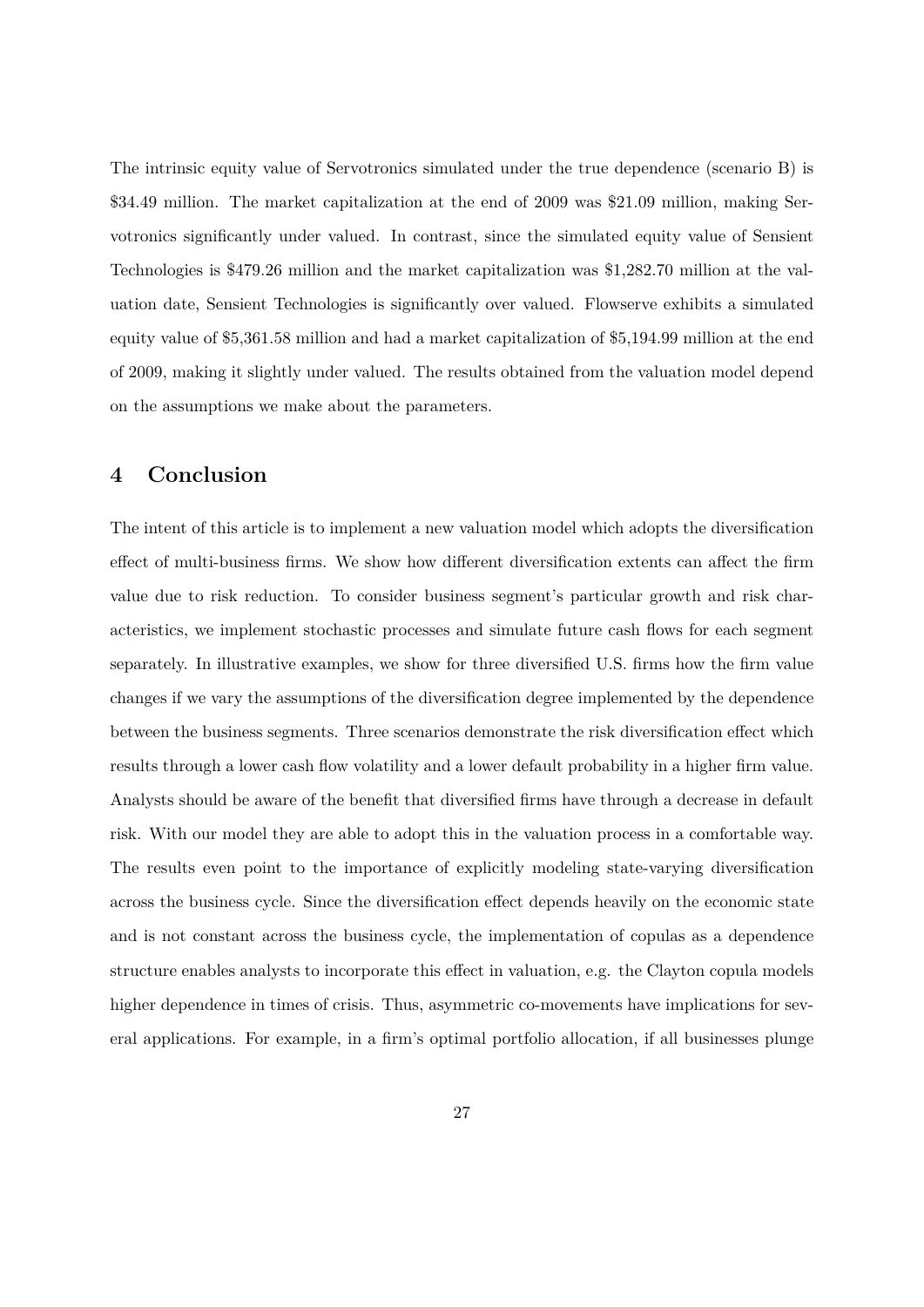The intrinsic equity value of Servotronics simulated under the true dependence (scenario B) is \$34.49 million. The market capitalization at the end of 2009 was \$21.09 million, making Servotronics significantly under valued. In contrast, since the simulated equity value of Sensient Technologies is \$479.26 million and the market capitalization was \$1,282.70 million at the valuation date, Sensient Technologies is significantly over valued. Flowserve exhibits a simulated equity value of \$5,361.58 million and had a market capitalization of \$5,194.99 million at the end of 2009, making it slightly under valued. The results obtained from the valuation model depend on the assumptions we make about the parameters.

## 4 Conclusion

The intent of this article is to implement a new valuation model which adopts the diversification effect of multi-business firms. We show how different diversification extents can affect the firm value due to risk reduction. To consider business segment's particular growth and risk characteristics, we implement stochastic processes and simulate future cash flows for each segment separately. In illustrative examples, we show for three diversified U.S. firms how the firm value changes if we vary the assumptions of the diversification degree implemented by the dependence between the business segments. Three scenarios demonstrate the risk diversification effect which results through a lower cash flow volatility and a lower default probability in a higher firm value. Analysts should be aware of the benefit that diversified firms have through a decrease in default risk. With our model they are able to adopt this in the valuation process in a comfortable way. The results even point to the importance of explicitly modeling state-varying diversification across the business cycle. Since the diversification effect depends heavily on the economic state and is not constant across the business cycle, the implementation of copulas as a dependence structure enables analysts to incorporate this effect in valuation, e.g. the Clayton copula models higher dependence in times of crisis. Thus, asymmetric co-movements have implications for several applications. For example, in a firm's optimal portfolio allocation, if all businesses plunge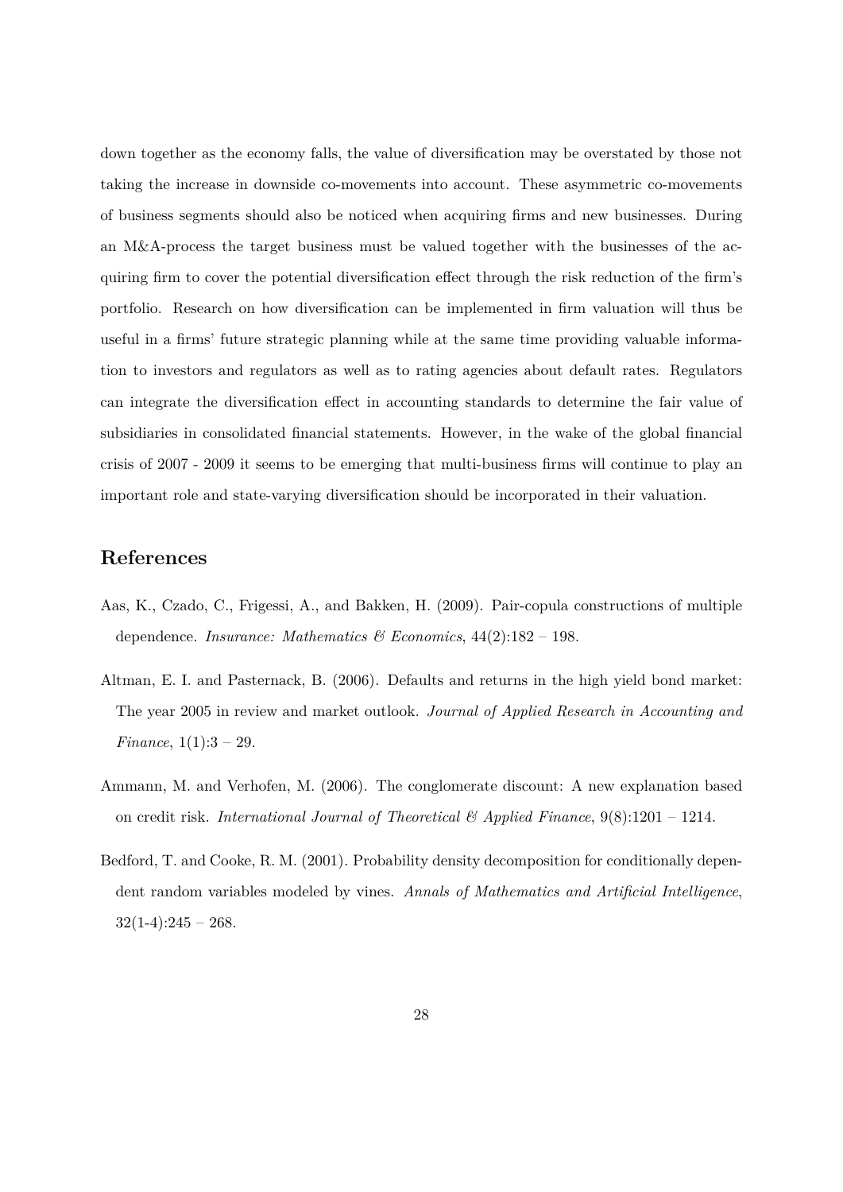down together as the economy falls, the value of diversification may be overstated by those not taking the increase in downside co-movements into account. These asymmetric co-movements of business segments should also be noticed when acquiring firms and new businesses. During an M&A-process the target business must be valued together with the businesses of the acquiring firm to cover the potential diversification effect through the risk reduction of the firm's portfolio. Research on how diversification can be implemented in firm valuation will thus be useful in a firms' future strategic planning while at the same time providing valuable information to investors and regulators as well as to rating agencies about default rates. Regulators can integrate the diversification effect in accounting standards to determine the fair value of subsidiaries in consolidated financial statements. However, in the wake of the global financial crisis of 2007 - 2009 it seems to be emerging that multi-business firms will continue to play an important role and state-varying diversification should be incorporated in their valuation.

## References

Aas, K., Czado, C., Frigessi, A., and Bakken, H. (2009). Pair-copula constructions of multiple dependence. *Insurance: Mathematics & Economics*, 44(2):182 – 198.

Altman, E. I. and Pasternack, B. (2006). Defaults and returns in the high yield bond market: The year 2005 in review and market outlook. *Journal of Applied Research in Accounting and Finance*, 1(1):3 – 29.

Ammann, M. and Verhofen, M. (2006). The conglomerate discount: A new explanation based on credit risk. *International Journal of Theoretical & Applied Finance*, 9(8):1201 – 1214.

Bedford, T. and Cooke, R. M. (2001). Probability density decomposition for conditionally dependent random variables modeled by vines. *Annals of Mathematics and Artificial Intelligence*, 32(1-4):245 – 268.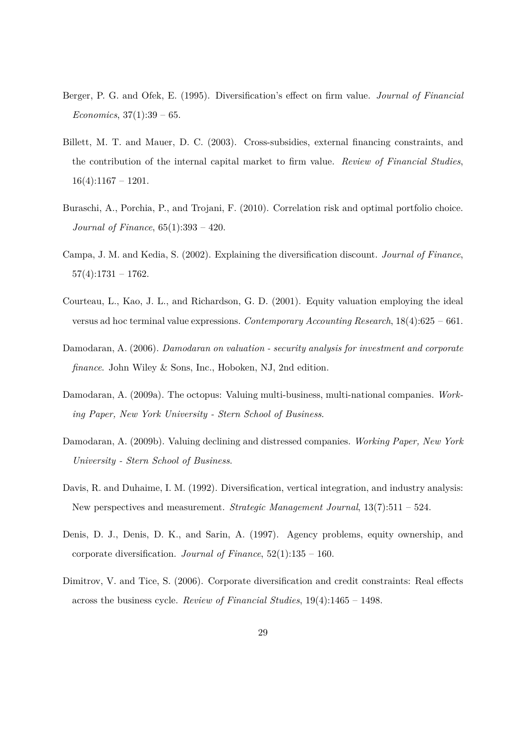Berger, P. G. and Ofek, E. (1995). Diversification's effect on firm value. *Journal of Financial Economics*, 37(1):39 – 65.

Billett, M. T. and Mauer, D. C. (2003). Cross-subsidies, external financing constraints, and the contribution of the internal capital market to firm value. *Review of Financial Studies*, 16(4):1167 – 1201.

Buraschi, A., Porchia, P., and Trojani, F. (2010). Correlation risk and optimal portfolio choice. *Journal of Finance*, 65(1):393 – 420.

Campa, J. M. and Kedia, S. (2002). Explaining the diversification discount. *Journal of Finance*, 57(4):1731 – 1762.

Courteau, L., Kao, J. L., and Richardson, G. D. (2001). Equity valuation employing the ideal versus ad hoc terminal value expressions. *Contemporary Accounting Research*, 18(4):625 – 661.

Damodaran, A. (2006). *Damodaran on valuation - security analysis for investment and corporate finance*. John Wiley & Sons, Inc., Hoboken, NJ, 2nd edition.

Damodaran, A. (2009a). The octopus: Valuing multi-business, multi-national companies. *Working Paper, New York University - Stern School of Business*.

Damodaran, A. (2009b). Valuing declining and distressed companies. *Working Paper, New York University - Stern School of Business*.

Davis, R. and Duhaime, I. M. (1992). Diversification, vertical integration, and industry analysis: New perspectives and measurement. *Strategic Management Journal*, 13(7):511 – 524.

Denis, D. J., Denis, D. K., and Sarin, A. (1997). Agency problems, equity ownership, and corporate diversification. *Journal of Finance*, 52(1):135 – 160.

Dimitrov, V. and Tice, S. (2006). Corporate diversification and credit constraints: Real effects across the business cycle. *Review of Financial Studies*, 19(4):1465 – 1498.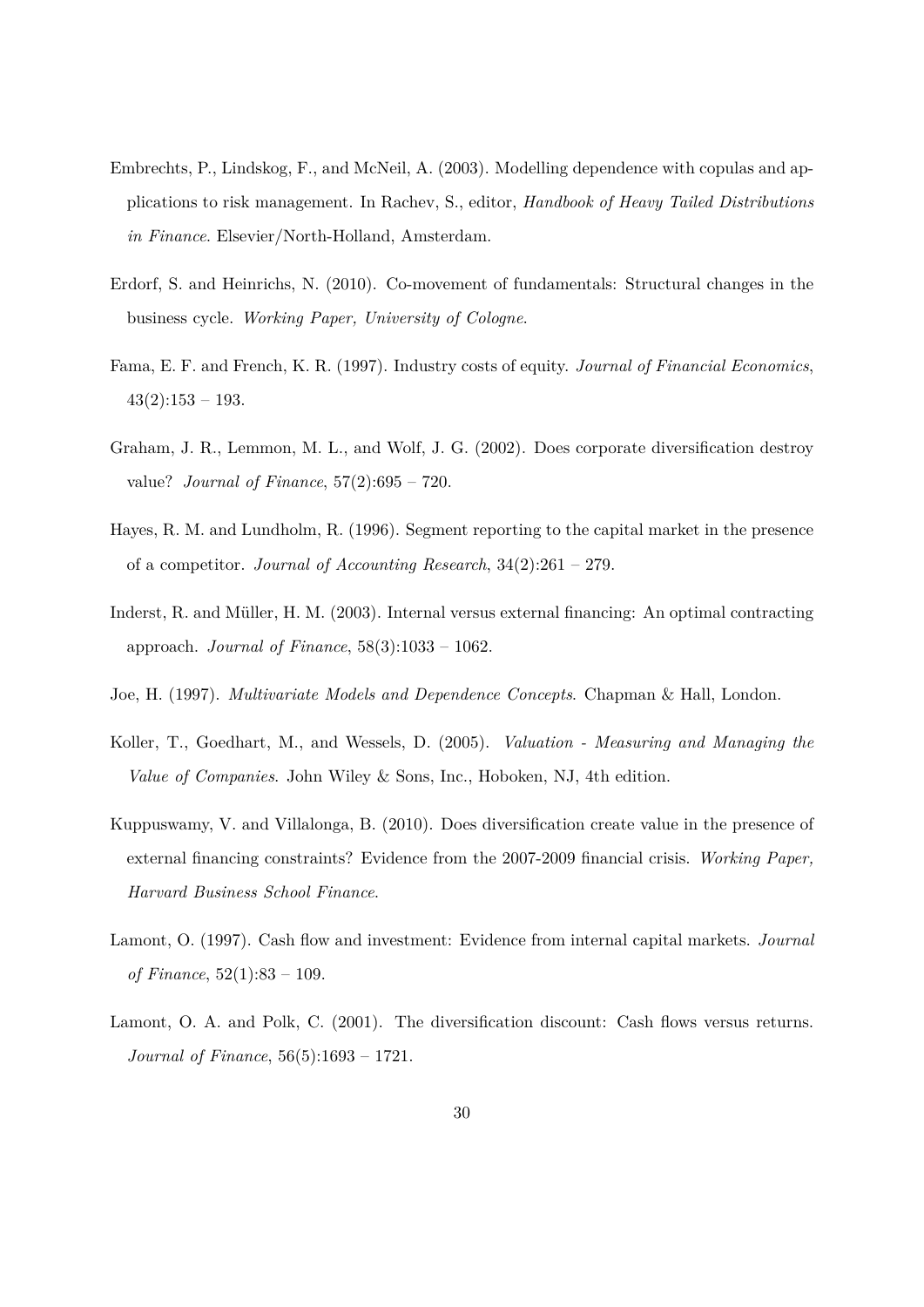Embrechts, P., Lindskog, F., and McNeil, A. (2003). Modelling dependence with copulas and applications to risk management. In Rachev, S., editor, *Handbook of Heavy Tailed Distributions in Finance*. Elsevier/North-Holland, Amsterdam.

Erdorf, S. and Heinrichs, N. (2010). Co-movement of fundamentals: Structural changes in the business cycle. *Working Paper, University of Cologne*.

Fama, E. F. and French, K. R. (1997). Industry costs of equity. *Journal of Financial Economics*, 43(2):153 – 193.

Graham, J. R., Lemmon, M. L., and Wolf, J. G. (2002). Does corporate diversification destroy value? *Journal of Finance*, 57(2):695 – 720.

Hayes, R. M. and Lundholm, R. (1996). Segment reporting to the capital market in the presence of a competitor. *Journal of Accounting Research*, 34(2):261 – 279.

Inderst, R. and Müller, H. M. (2003). Internal versus external financing: An optimal contracting approach. *Journal of Finance*, 58(3):1033 – 1062.

Joe, H. (1997). *Multivariate Models and Dependence Concepts*. Chapman & Hall, London.

Koller, T., Goedhart, M., and Wessels, D. (2005). *Valuation - Measuring and Managing the Value of Companies*. John Wiley & Sons, Inc., Hoboken, NJ, 4th edition.

Kuppuswamy, V. and Villalonga, B. (2010). Does diversification create value in the presence of external financing constraints? Evidence from the 2007-2009 financial crisis. *Working Paper, Harvard Business School Finance*.

Lamont, O. (1997). Cash flow and investment: Evidence from internal capital markets. *Journal of Finance*, 52(1):83 – 109.

Lamont, O. A. and Polk, C. (2001). The diversification discount: Cash flows versus returns. *Journal of Finance*, 56(5):1693 – 1721.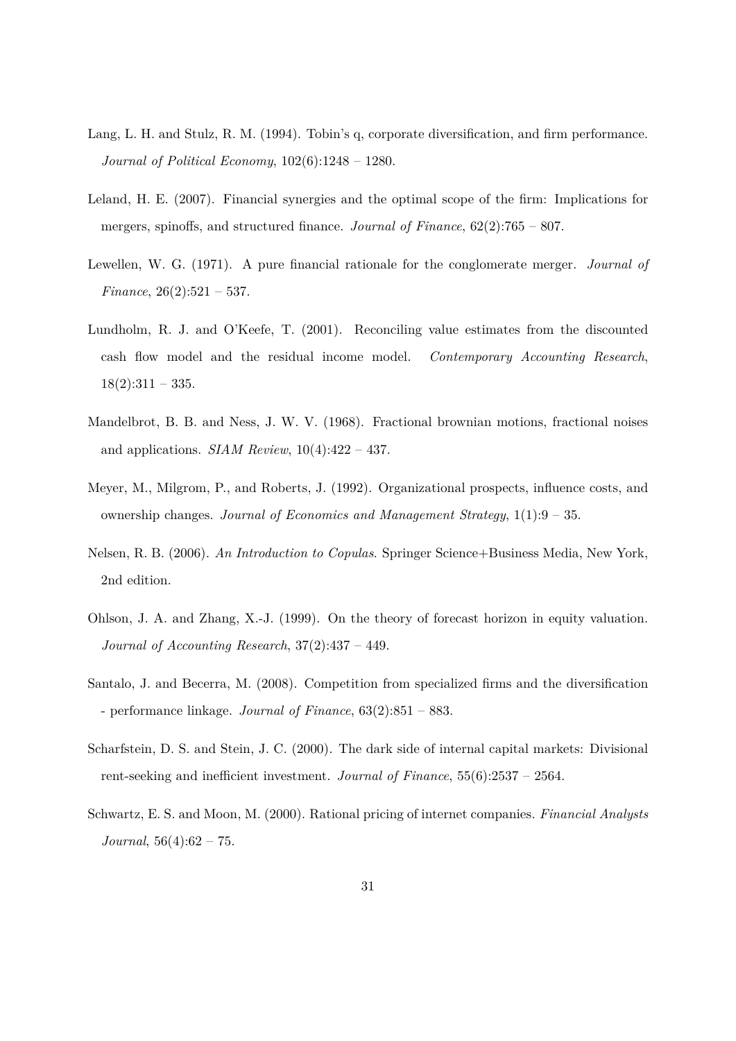Lang, L. H. and Stulz, R. M. (1994). Tobin's q, corporate diversification, and firm performance. *Journal of Political Economy*, 102(6):1248 – 1280.

Leland, H. E. (2007). Financial synergies and the optimal scope of the firm: Implications for mergers, spinoffs, and structured finance. *Journal of Finance*, 62(2):765 – 807.

Lewellen, W. G. (1971). A pure financial rationale for the conglomerate merger. *Journal of Finance*, 26(2):521 – 537.

Lundholm, R. J. and O'Keefe, T. (2001). Reconciling value estimates from the discounted cash flow model and the residual income model. *Contemporary Accounting Research*, 18(2):311 – 335.

Mandelbrot, B. B. and Ness, J. W. V. (1968). Fractional brownian motions, fractional noises and applications. *SIAM Review*, 10(4):422 – 437.

Meyer, M., Milgrom, P., and Roberts, J. (1992). Organizational prospects, influence costs, and ownership changes. *Journal of Economics and Management Strategy*, 1(1):9 – 35.

Nelsen, R. B. (2006). *An Introduction to Copulas*. Springer Science+Business Media, New York, 2nd edition.

Ohlson, J. A. and Zhang, X.-J. (1999). On the theory of forecast horizon in equity valuation. *Journal of Accounting Research*, 37(2):437 – 449.

Santalo, J. and Becerra, M. (2008). Competition from specialized firms and the diversification - performance linkage. *Journal of Finance*, 63(2):851 – 883.

Scharfstein, D. S. and Stein, J. C. (2000). The dark side of internal capital markets: Divisional rent-seeking and inefficient investment. *Journal of Finance*, 55(6):2537 – 2564.

Schwartz, E. S. and Moon, M. (2000). Rational pricing of internet companies. *Financial Analysts Journal*, 56(4):62 – 75.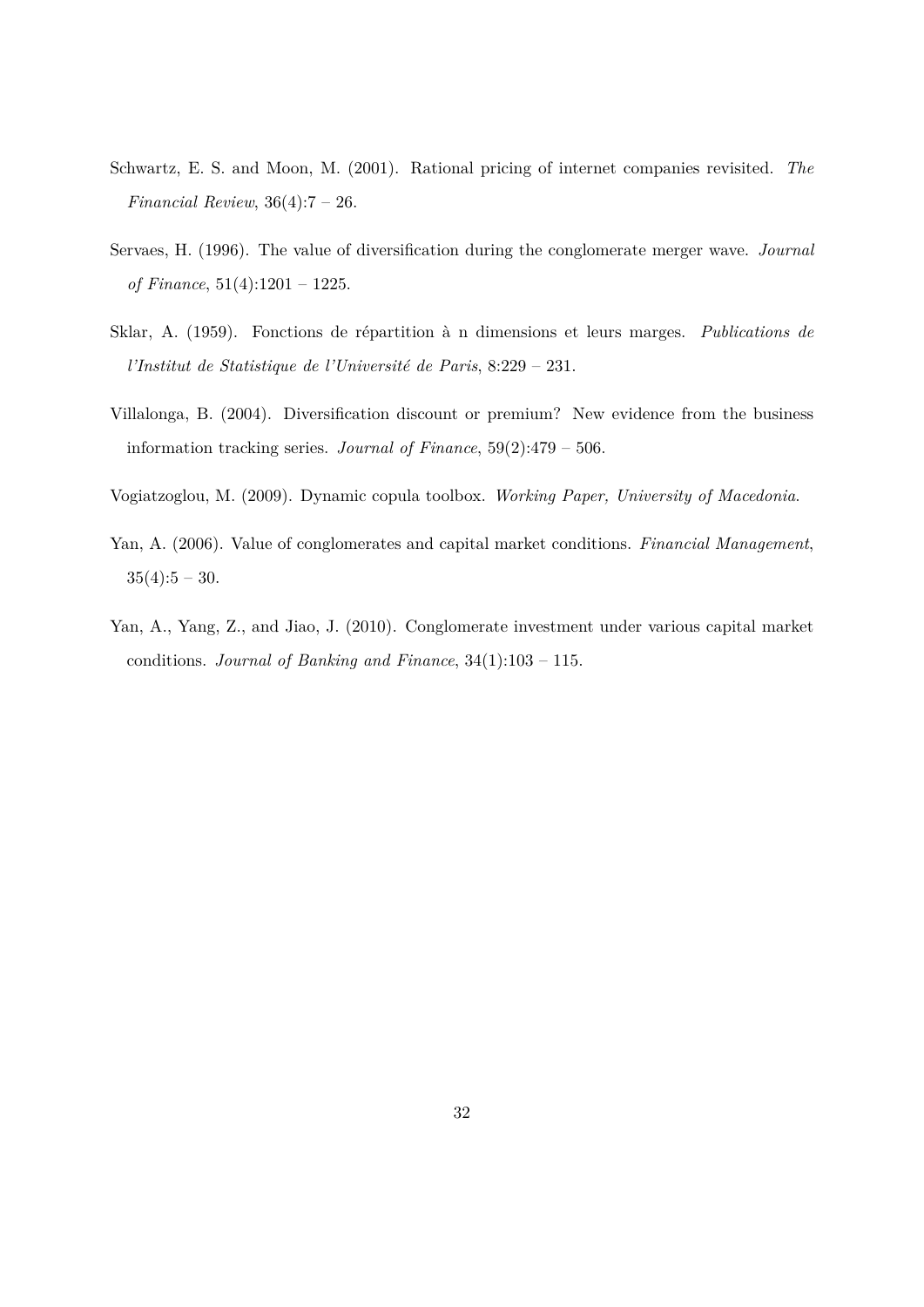Schwartz, E. S. and Moon, M. (2001). Rational pricing of internet companies revisited. *The Financial Review*, 36(4):7 – 26.

Servaes, H. (1996). The value of diversification during the conglomerate merger wave. *Journal of Finance*, 51(4):1201 – 1225.

Sklar, A. (1959). Fonctions de répartition à n dimensions et leurs marges. *Publications de l'Institut de Statistique de l'Université de Paris*, 8:229 – 231.

Villalonga, B. (2004). Diversification discount or premium? New evidence from the business information tracking series. *Journal of Finance*, 59(2):479 – 506.

Vogiatzoglou, M. (2009). Dynamic copula toolbox. *Working Paper, University of Macedonia*.

Yan, A. (2006). Value of conglomerates and capital market conditions. *Financial Management*, 35(4):5 – 30.

Yan, A., Yang, Z., and Jiao, J. (2010). Conglomerate investment under various capital market conditions. *Journal of Banking and Finance*, 34(1):103 – 115.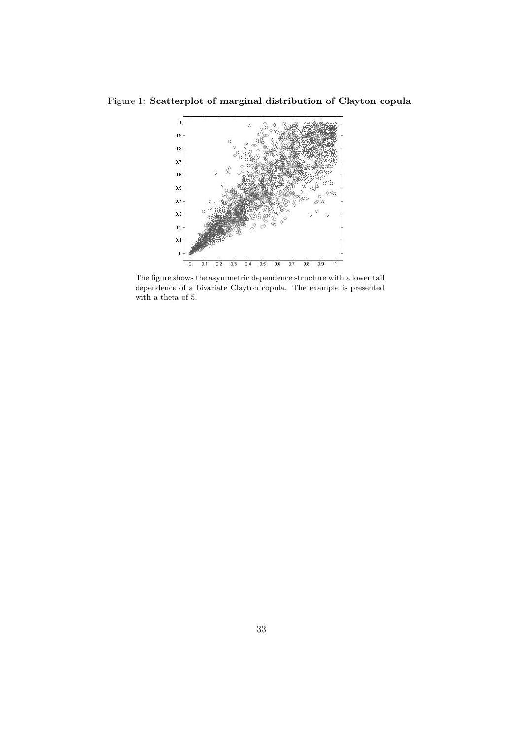Figure 1: **Scatterplot of marginal distribution of Clayton copula**

The figure shows the asymmetric dependence structure with a lower tail dependence of a bivariate Clayton copula. The example is presented with a theta of 5.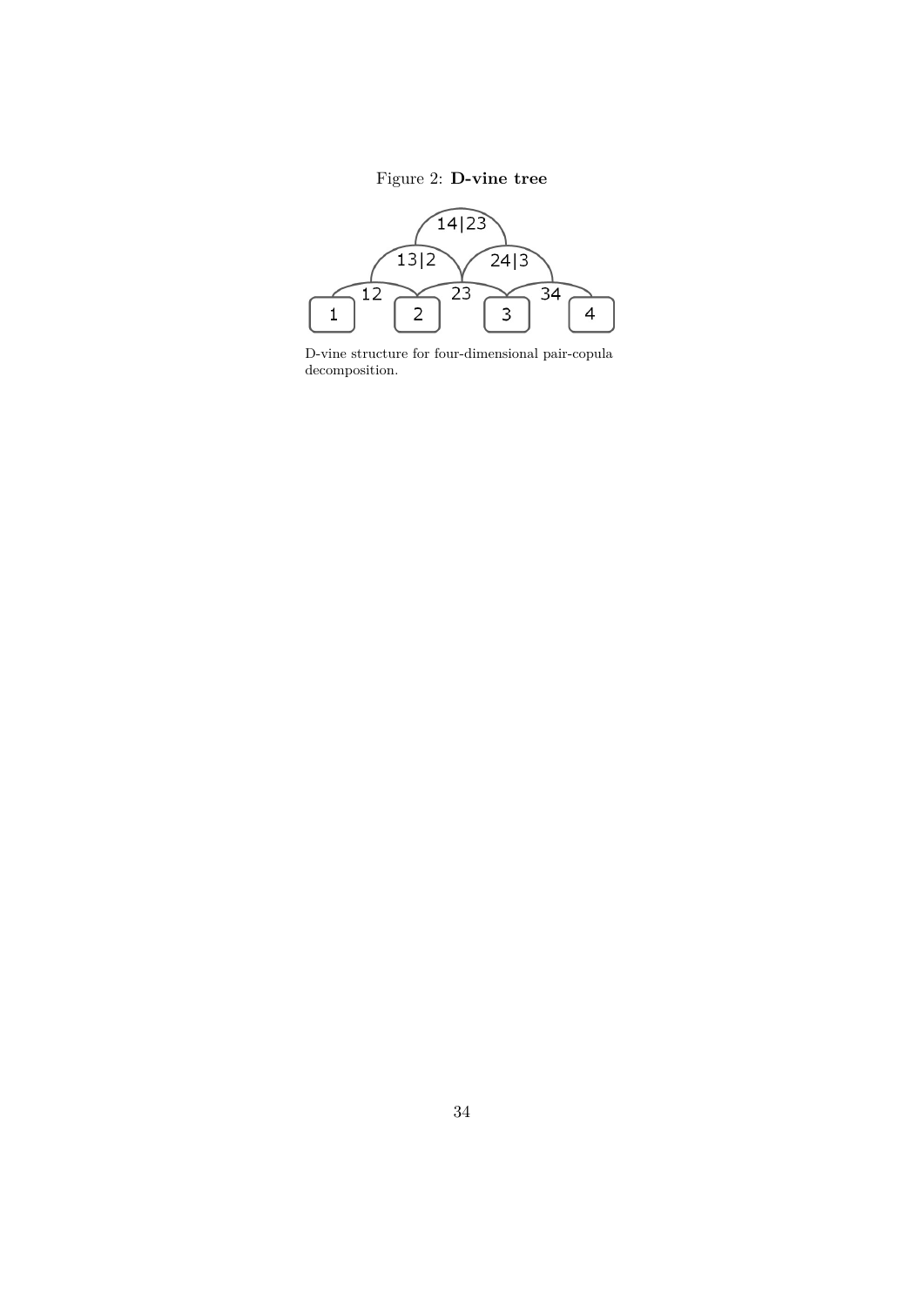Figure 2: **D-vine tree**

D-vine structure for four-dimensional pair-copula decomposition.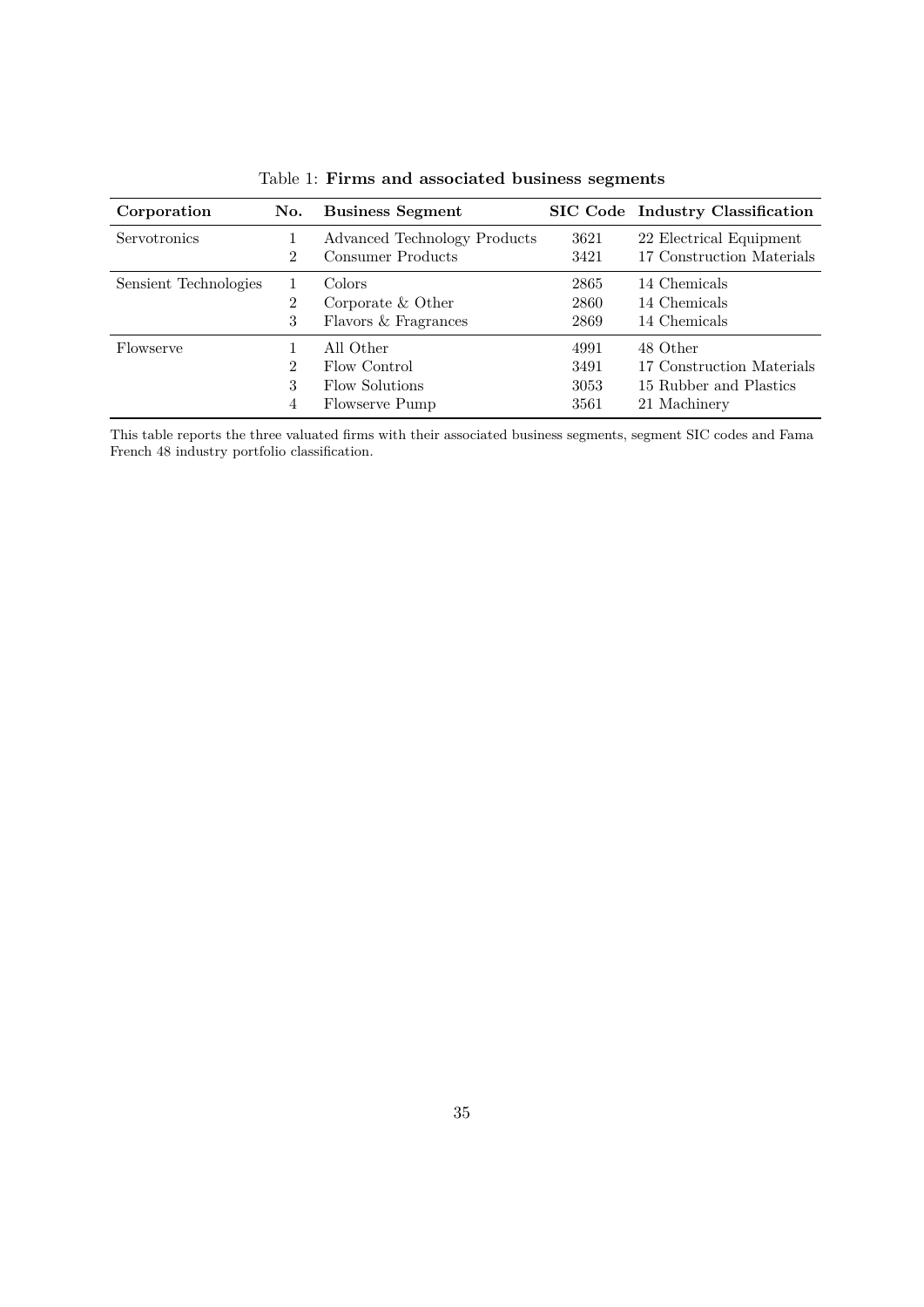Table 1: **Firms and associated business segments**

| Corporation | No. | Business Segment | SIC Code | Industry Classification |
|---|---|---|---|---|
| Servotronics | 1 | Advanced Technology Products | 3621 | 22 Electrical Equipment |
| | 2 | Consumer Products | 3421 | 17 Construction Materials |
| Sensient Technologies | 1 | Colors | 2865 | 14 Chemicals |
| | 2 | Corporate & Other | 2860 | 14 Chemicals |
| | 3 | Flavors & Fragrances | 2869 | 14 Chemicals |
| Flowserve | 1 | All Other | 4991 | 48 Other |
| | 2 | Flow Control | 3491 | 17 Construction Materials |
| | 3 | Flow Solutions | 3053 | 15 Rubber and Plastics |
| | 4 | Flowserve Pump | 3561 | 21 Machinery |

This table reports the three valuated firms with their associated business segments, segment SIC codes and Fama French 48 industry portfolio classification.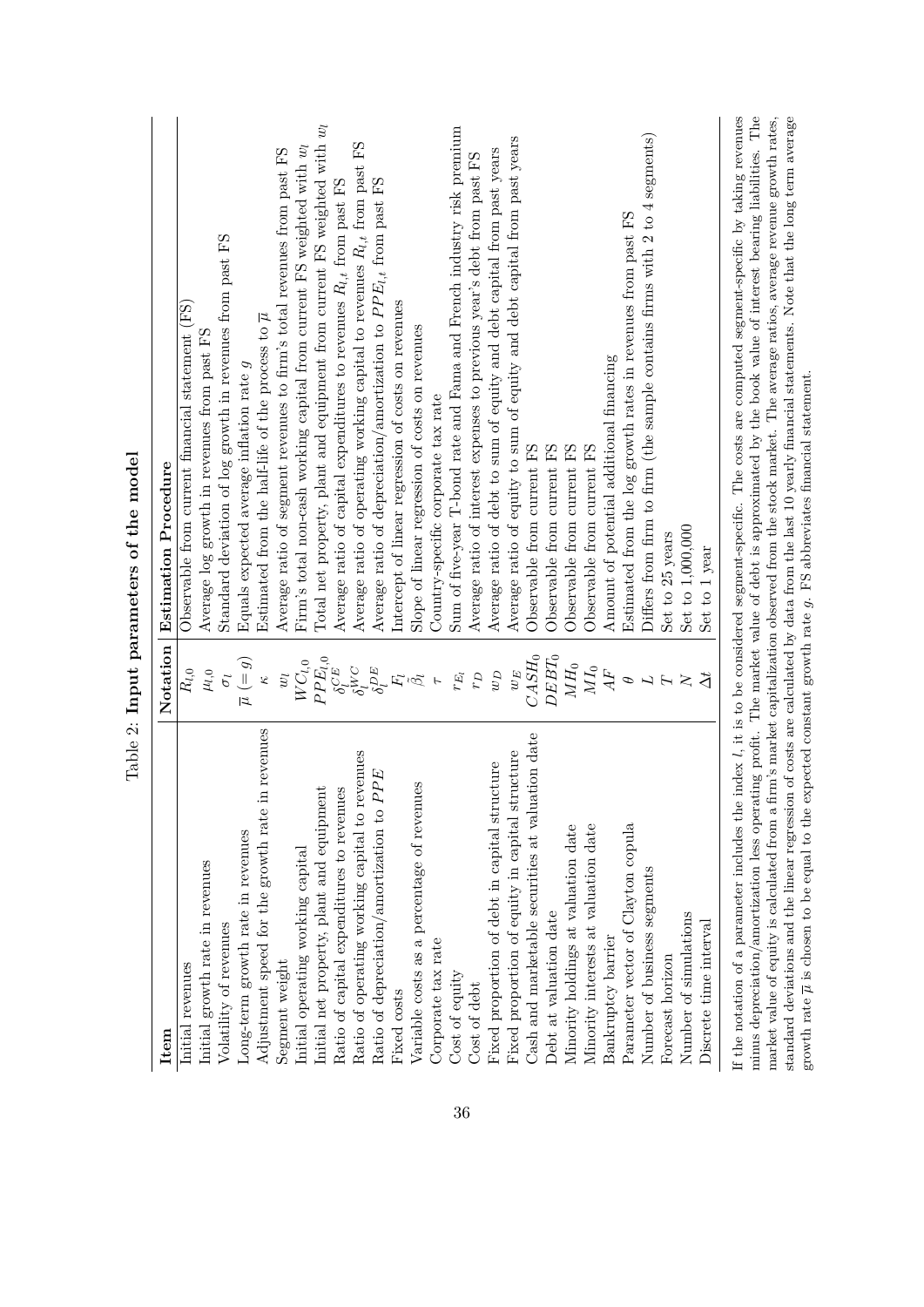Table 2: **Input parameters of the model**

| **Item** | **Notation** | **Estimation Procedure** |
|---|---|---|
| Initial revenues | $R_{l,0}$ | Observable from current financial statement (FS) |
| Initial growth rate in revenues | $\mu_{l,0}$ | Average log growth in revenues from past FS |
| Volatility of revenues | $\sigma_l$ | Standard deviation of log growth in revenues from past FS |
| Long-term growth rate in revenues | $\overline{\mu}\ (= g)$ | Equals expected average inflation rate $g$ |
| Adjustment speed for the growth rate in revenues | $\kappa$ | Estimated from the half-life of the process to $\overline{\mu}$ |
| Segment weight | $w_l$ | Average ratio of segment revenues to firm's total revenues from past FS |
| Initial operating working capital | $WC_{l,0}$ | Firm's total non-cash working capital from current FS weighted with $w_l$ |
| Initial net property, plant and equipment | $PPE_{l,0}$ | Total net property, plant and equipment from current FS weighted with $w_l$ |
| Ratio of capital expenditures to revenues | $\delta_l^{CE}$ | Average ratio of capital expenditures to revenues $R_{l,t}$ from past FS |
| Ratio of operating working capital to revenues | $\delta_l^{WC}$ | Average ratio of operating working capital to revenues $R_{l,t}$ from past FS |
| Ratio of depreciation/amortization to $PPE$ | $\delta_l^{DE}$ | Average ratio of depreciation/amortization to $PPE_{l,t}$ from past FS |
| Fixed costs | $F_l$ | Intercept of linear regression of costs on revenues |
| Variable costs as a percentage of revenues | $\beta_l$ | Slope of linear regression of costs on revenues |
| Corporate tax rate | $\tau$ | Country-specific corporate tax rate |
| Cost of equity | $r_{E_l}$ | Sum of five-year T-bond rate and Fama and French industry risk premium |
| Cost of debt | $r_D$ | Average ratio of interest expenses to previous year's debt from past FS |
| Fixed proportion of debt in capital structure | $w_D$ | Average ratio of debt to sum of equity and debt capital from past years |
| Fixed proportion of equity in capital structure | $w_E$ | Average ratio of equity to sum of equity and debt capital from past years |
| Cash and marketable securities at valuation date | $CASH_0$ | Observable from current FS |
| Debt at valuation date | $DEBT_0$ | Observable from current FS |
| Minority holdings at valuation date | $MH_0$ | Observable from current FS |
| Minority interests at valuation date | $MI_0$ | Observable from current FS |
| Bankruptcy barrier | $AF$ | Amount of potential additional financing |
| Parameter vector of Clayton copula | $\theta$ | Estimated from the log growth rates in revenues from past FS |
| Number of business segments | $L$ | Differs from firm to firm (the sample contains firms with 2 to 4 segments) |
| Forecast horizon | $T$ | Set to 25 years |
| Number of simulations | $N$ | Set to 1,000,000 |
| Discrete time interval | $\Delta t$ | Set to 1 year |

If the notation of a parameter includes the index $l$, it is to be considered segment-specific. The costs are computed segment-specific by taking revenues minus depreciation/amortization less operating profit. The market value of debt is approximated by the book value of interest bearing liabilities. The market value of equity is calculated from a firm's market capitalization observed from the stock market. The average ratios, average revenue growth rates, standard deviations and the linear regression of costs are calculated by data from the last 10 yearly financial statements. Note that the long term average growth rate $\overline{\mu}$ is chosen to be equal to the expected constant growth rate $g$. FS abbreviates financial statement.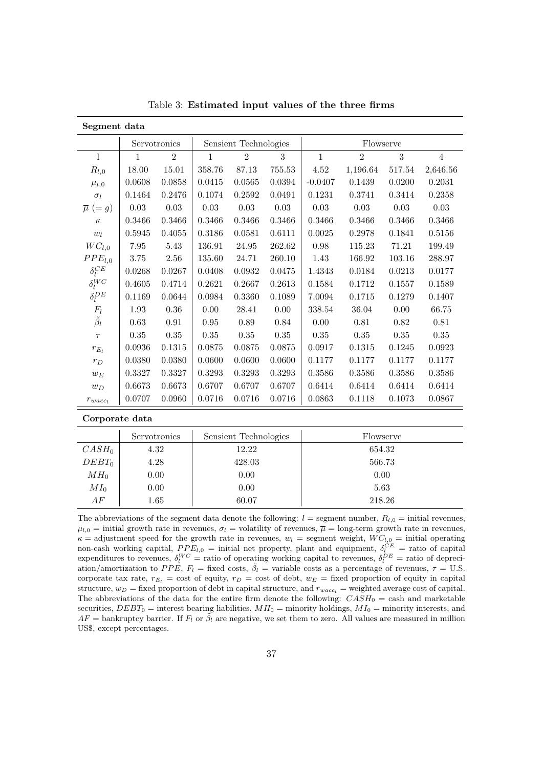Table 3: **Estimated input values of the three firms**

**Segment data**

| | Servotronics | | Sensient Technologies | | | Flowserve | | | |
|---|---|---|---|---|---|---|---|---|---|
| l | 1 | 2 | 1 | 2 | 3 | 1 | 2 | 3 | 4 |
| $R_{l,0}$ | 18.00 | 15.01 | 358.76 | 87.13 | 755.53 | 4.52 | 1,196.64 | 517.54 | 2,646.56 |
| $\mu_{l,0}$ | 0.0608 | 0.0858 | 0.0415 | 0.0565 | 0.0394 | -0.0407 | 0.1439 | 0.0200 | 0.2031 |
| $\sigma_l$ | 0.1464 | 0.2476 | 0.1074 | 0.2592 | 0.0491 | 0.1231 | 0.3741 | 0.3414 | 0.2358 |
| $\overline{\mu}$ $(= g)$ | 0.03 | 0.03 | 0.03 | 0.03 | 0.03 | 0.03 | 0.03 | 0.03 | 0.03 |
| $\kappa$ | 0.3466 | 0.3466 | 0.3466 | 0.3466 | 0.3466 | 0.3466 | 0.3466 | 0.3466 | 0.3466 |
| $w_l$ | 0.5945 | 0.4055 | 0.3186 | 0.0581 | 0.6111 | 0.0025 | 0.2978 | 0.1841 | 0.5156 |
| $WC_{l,0}$ | 7.95 | 5.43 | 136.91 | 24.95 | 262.62 | 0.98 | 115.23 | 71.21 | 199.49 |
| $PPE_{l,0}$ | 3.75 | 2.56 | 135.60 | 24.71 | 260.10 | 1.43 | 166.92 | 103.16 | 288.97 |
| $\delta_l^{CE}$ | 0.0268 | 0.0267 | 0.0408 | 0.0932 | 0.0475 | 1.4343 | 0.0184 | 0.0213 | 0.0177 |
| $\delta_l^{WC}$ | 0.4605 | 0.4714 | 0.2621 | 0.2667 | 0.2613 | 0.1584 | 0.1712 | 0.1557 | 0.1589 |
| $\delta_l^{DE}$ | 0.1169 | 0.0644 | 0.0984 | 0.3360 | 0.1089 | 7.0094 | 0.1715 | 0.1279 | 0.1407 |
| $F_l$ | 1.93 | 0.36 | 0.00 | 28.41 | 0.00 | 338.54 | 36.04 | 0.00 | 66.75 |
| $\tilde{\beta}_l$ | 0.63 | 0.91 | 0.95 | 0.89 | 0.84 | 0.00 | 0.81 | 0.82 | 0.81 |
| $\tau$ | 0.35 | 0.35 | 0.35 | 0.35 | 0.35 | 0.35 | 0.35 | 0.35 | 0.35 |
| $r_{E_l}$ | 0.0936 | 0.1315 | 0.0875 | 0.0875 | 0.0875 | 0.0917 | 0.1315 | 0.1245 | 0.0923 |
| $r_D$ | 0.0380 | 0.0380 | 0.0600 | 0.0600 | 0.0600 | 0.1177 | 0.1177 | 0.1177 | 0.1177 |
| $w_E$ | 0.3327 | 0.3327 | 0.3293 | 0.3293 | 0.3293 | 0.3586 | 0.3586 | 0.3586 | 0.3586 |
| $w_D$ | 0.6673 | 0.6673 | 0.6707 | 0.6707 | 0.6707 | 0.6414 | 0.6414 | 0.6414 | 0.6414 |
| $r_{wacc_l}$ | 0.0707 | 0.0960 | 0.0716 | 0.0716 | 0.0716 | 0.0863 | 0.1118 | 0.1073 | 0.0867 |

**Corporate data**

| | Servotronics | Sensient Technologies | Flowserve |
|---|---|---|---|
| $CASH_0$ | 4.32 | 12.22 | 654.32 |
| $DEBT_0$ | 4.28 | 428.03 | 566.73 |
| $MH_0$ | 0.00 | 0.00 | 0.00 |
| $MI_0$ | 0.00 | 0.00 | 5.63 |
| $AF$ | 1.65 | 60.07 | 218.26 |

The abbreviations of the segment data denote the following: $l$ = segment number, $R_{l,0}$ = initial revenues, $\mu_{l,0}$ = initial growth rate in revenues, $\sigma_l$ = volatility of revenues, $\overline{\mu}$ = long-term growth rate in revenues, $\kappa$ = adjustment speed for the growth rate in revenues, $w_l$ = segment weight, $WC_{l,0}$ = initial operating non-cash working capital, $PPE_{l,0}$ = initial net property, plant and equipment, $\delta_l^{CE}$ = ratio of capital expenditures to revenues, $\delta_l^{WC}$ = ratio of operating working capital to revenues, $\delta_l^{DE}$ = ratio of depreciation/amortization to $PPE$, $F_l$ = fixed costs, $\tilde{\beta}_l$ = variable costs as a percentage of revenues, $\tau$ = U.S. corporate tax rate, $r_{E_l}$ = cost of equity, $r_D$ = cost of debt, $w_E$ = fixed proportion of equity in capital structure, $w_D$ = fixed proportion of debt in capital structure, and $r_{wacc_l}$ = weighted average cost of capital. The abbreviations of the data for the entire firm denote the following: $CASH_0$ = cash and marketable securities, $DEBT_0$ = interest bearing liabilities, $MH_0$ = minority holdings, $MI_0$ = minority interests, and $AF$ = bankruptcy barrier. If $F_l$ or $\tilde{\beta}_l$ are negative, we set them to zero. All values are measured in million US$, except percentages.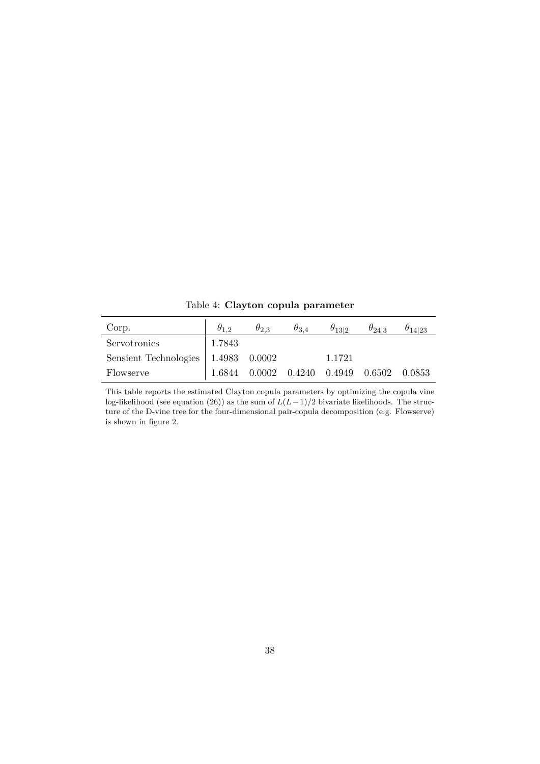Table 4: **Clayton copula parameter**

| Corp. | $\theta_{1,2}$ | $\theta_{2,3}$ | $\theta_{3,4}$ | $\theta_{13\|2}$ | $\theta_{24\|3}$ | $\theta_{14\|23}$ |
|---|---|---|---|---|---|---|
| Servotronics | 1.7843 | | | | | |
| Sensient Technologies | 1.4983 | 0.0002 | | 1.1721 | | |
| Flowserve | 1.6844 | 0.0002 | 0.4240 | 0.4949 | 0.6502 | 0.0853 |

This table reports the estimated Clayton copula parameters by optimizing the copula vine log-likelihood (see equation (26)) as the sum of $L(L-1)/2$ bivariate likelihoods. The structure of the D-vine tree for the four-dimensional pair-copula decomposition (e.g. Flowserve) is shown in figure 2.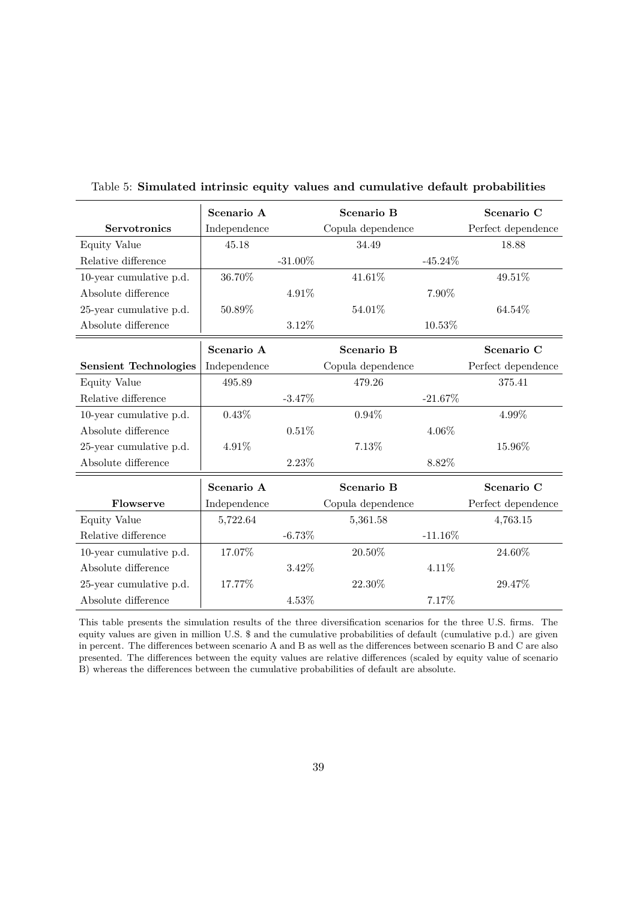Table 5: **Simulated intrinsic equity values and cumulative default probabilities**

| | **Scenario A** | | **Scenario B** | | **Scenario C** |
|---|---|---|---|---|---|
| **Servotronics** | Independence | | Copula dependence | | Perfect dependence |
| Equity Value | 45.18 | | 34.49 | | 18.88 |
| Relative difference | | -31.00% | | -45.24% | |
| 10-year cumulative p.d. | 36.70% | | 41.61% | | 49.51% |
| Absolute difference | | 4.91% | | 7.90% | |
| 25-year cumulative p.d. | 50.89% | | 54.01% | | 64.54% |
| Absolute difference | | 3.12% | | 10.53% | |
| | **Scenario A** | | **Scenario B** | | **Scenario C** |
| **Sensient Technologies** | Independence | | Copula dependence | | Perfect dependence |
| Equity Value | 495.89 | | 479.26 | | 375.41 |
| Relative difference | | -3.47% | | -21.67% | |
| 10-year cumulative p.d. | 0.43% | | 0.94% | | 4.99% |
| Absolute difference | | 0.51% | | 4.06% | |
| 25-year cumulative p.d. | 4.91% | | 7.13% | | 15.96% |
| Absolute difference | | 2.23% | | 8.82% | |
| | **Scenario A** | | **Scenario B** | | **Scenario C** |
| **Flowserve** | Independence | | Copula dependence | | Perfect dependence |
| Equity Value | 5,722.64 | | 5,361.58 | | 4,763.15 |
| Relative difference | | -6.73% | | -11.16% | |
| 10-year cumulative p.d. | 17.07% | | 20.50% | | 24.60% |
| Absolute difference | | 3.42% | | 4.11% | |
| 25-year cumulative p.d. | 17.77% | | 22.30% | | 29.47% |
| Absolute difference | | 4.53% | | 7.17% | |

This table presents the simulation results of the three diversification scenarios for the three U.S. firms. The equity values are given in million U.S. $ and the cumulative probabilities of default (cumulative p.d.) are given in percent. The differences between scenario A and B as well as the differences between scenario B and C are also presented. The differences between the equity values are relative differences (scaled by equity value of scenario B) whereas the differences between the cumulative probabilities of default are absolute.